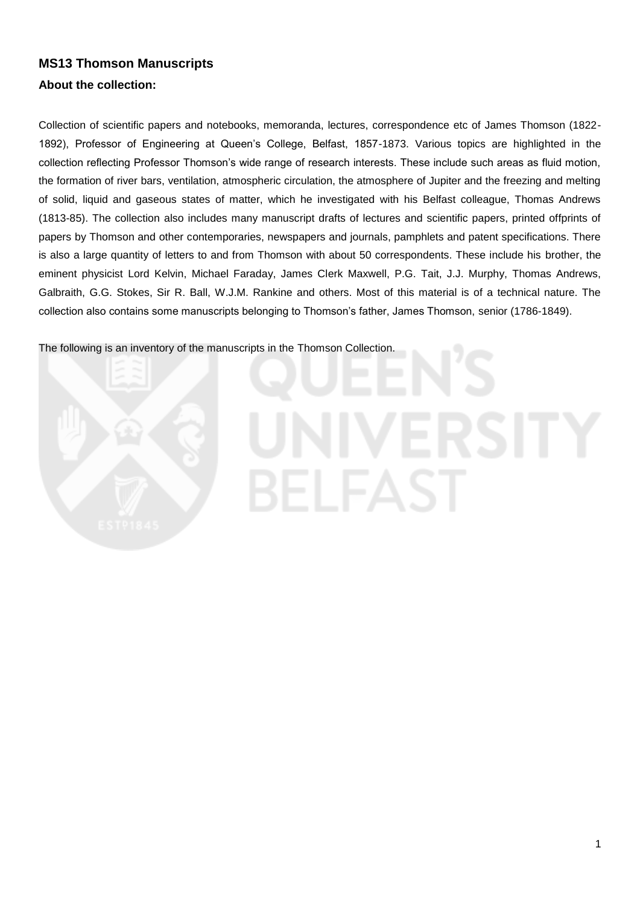## MS13 Thomson Manuscripts

### About the collection:

Collection of scientific papers and notebooks, memoranda, lectures, correspondence etc of James Thomson (1822-1892), Professor of Engineering at Queen's College, Belfast, 1857-1873. Various topics are highlighted in the collection reflecting Professor Thomson's wide range of research interests. These include such areas as fluid motion, the formation of river bars, ventilation, atmospheric circulation, the atmosphere of Jupiter and the freezing and melting of solid, liquid and gaseous states of matter, which he investigated with his Belfast colleague, Thomas Andrews (1813-85). The collection also includes many manuscript drafts of lectures and scientific papers, printed offprints of papers by Thomson and other contemporaries, newspapers and journals, pamphlets and patent specifications. There is also a large quantity of letters to and from Thomson with about 50 correspondents. These include his brother, the eminent physicist Lord Kelvin, Michael Faraday, James Clerk Maxwell, P.G. Tait, J.J. Murphy, Thomas Andrews, Galbraith, G.G. Stokes, Sir R. Ball, W.J.M. Rankine and others. Most of this material is of a technical nature. The collection also contains some manuscripts belonging to Thomson's father, James Thomson, senior (1786-1849).

The following is an inventory of the manuscripts in the Thomson Collection.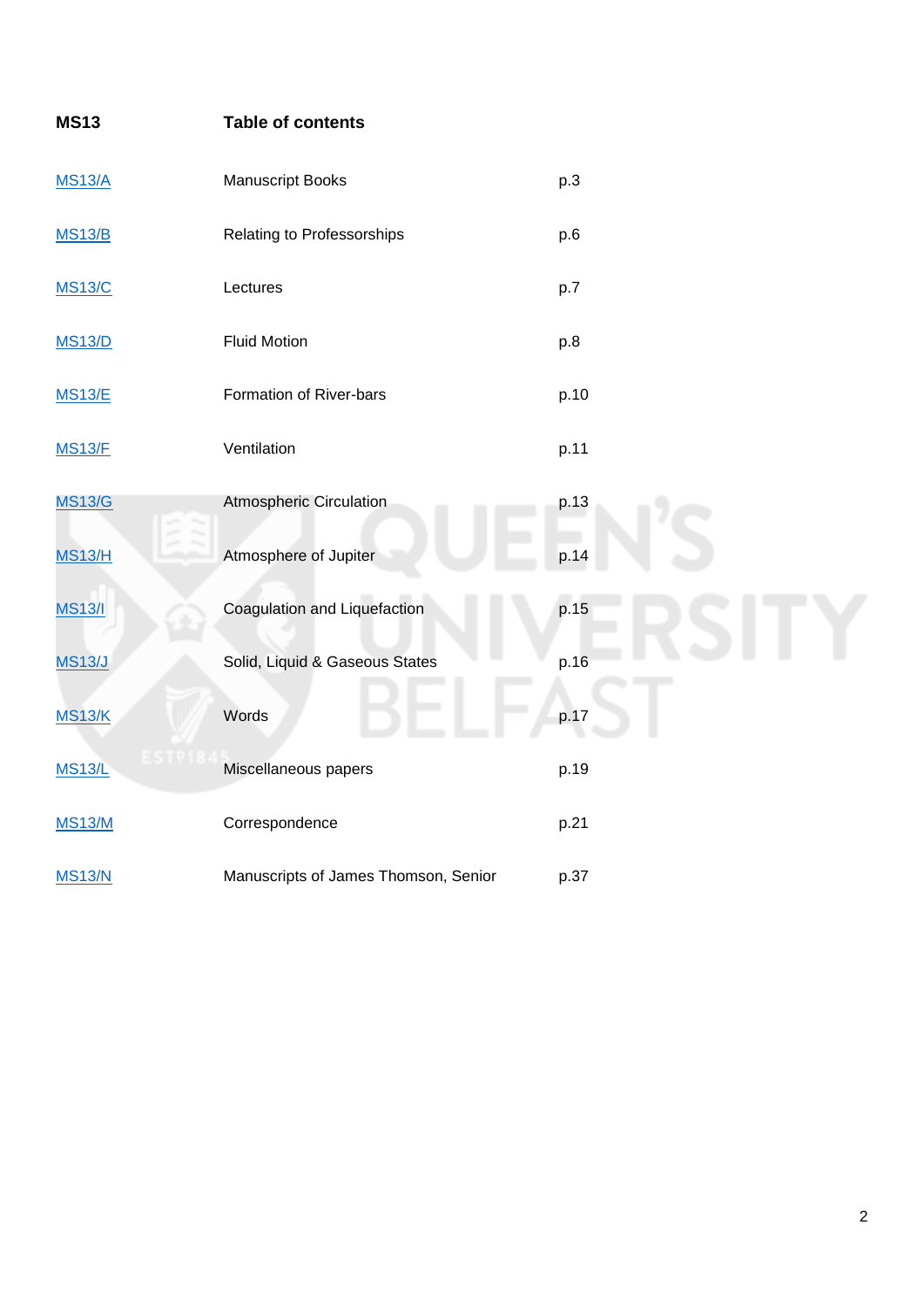| MS13 | Table of contents | |
|---|---|---|
| MS13/A | Manuscript Books | p.3 |
| MS13/B | Relating to Professorships | p.6 |
| MS13/C | Lectures | p.7 |
| MS13/D | Fluid Motion | p.8 |
| MS13/E | Formation of River-bars | p.10 |
| MS13/F | Ventilation | p.11 |
| MS13/G | Atmospheric Circulation | p.13 |
| MS13/H | Atmosphere of Jupiter | p.14 |
| MS13/I | Coagulation and Liquefaction | p.15 |
| MS13/J | Solid, Liquid & Gaseous States | p.16 |
| MS13/K | Words | p.17 |
| MS13/L | Miscellaneous papers | p.19 |
| MS13/M | Correspondence | p.21 |
| MS13/N | Manuscripts of James Thomson, Senior | p.37 |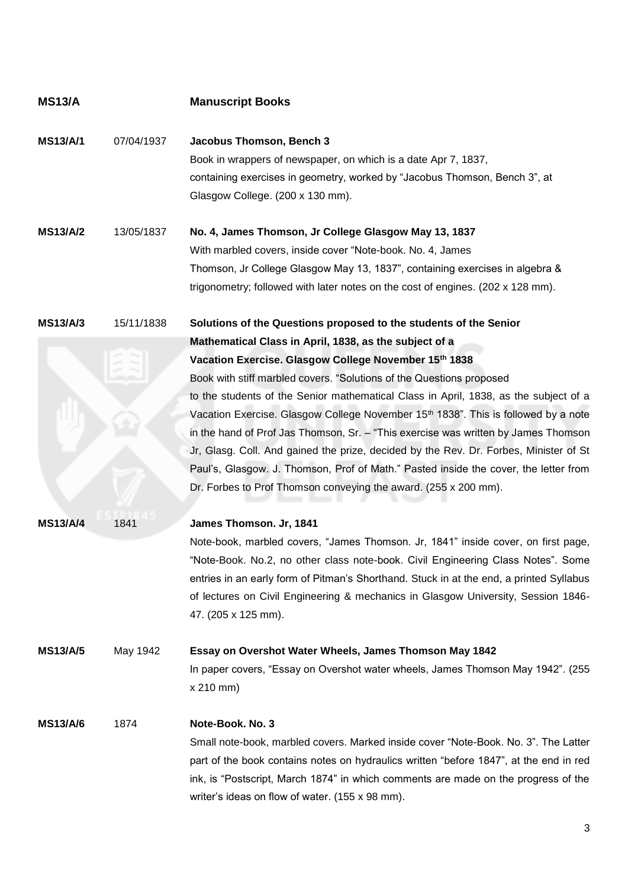| **MS13/A** | | **Manuscript Books** |
|---|---|---|
| **MS13/A/1** | 07/04/1937 | **Jacobus Thomson, Bench 3**<br>Book in wrappers of newspaper, on which is a date Apr 7, 1837, containing exercises in geometry, worked by "Jacobus Thomson, Bench 3", at Glasgow College. (200 x 130 mm). |
| **MS13/A/2** | 13/05/1837 | **No. 4, James Thomson, Jr College Glasgow May 13, 1837**<br>With marbled covers, inside cover "Note-book. No. 4, James Thomson, Jr College Glasgow May 13, 1837", containing exercises in algebra & trigonometry; followed with later notes on the cost of engines. (202 x 128 mm). |
| **MS13/A/3** | 15/11/1838 | **Solutions of the Questions proposed to the students of the Senior Mathematical Class in April, 1838, as the subject of a Vacation Exercise. Glasgow College November 15th 1838**<br>Book with stiff marbled covers. "Solutions of the Questions proposed to the students of the Senior mathematical Class in April, 1838, as the subject of a Vacation Exercise. Glasgow College November 15th 1838". This is followed by a note in the hand of Prof Jas Thomson, Sr. – "This exercise was written by James Thomson Jr, Glasg. Coll. And gained the prize, decided by the Rev. Dr. Forbes, Minister of St Paul's, Glasgow. J. Thomson, Prof of Math." Pasted inside the cover, the letter from Dr. Forbes to Prof Thomson conveying the award. (255 x 200 mm). |
| **MS13/A/4** | 1841 | **James Thomson. Jr, 1841**<br>Note-book, marbled covers, "James Thomson. Jr, 1841" inside cover, on first page, "Note-Book. No.2, no other class note-book. Civil Engineering Class Notes". Some entries in an early form of Pitman's Shorthand. Stuck in at the end, a printed Syllabus of lectures on Civil Engineering & mechanics in Glasgow University, Session 1846-47. (205 x 125 mm). |
| **MS13/A/5** | May 1942 | **Essay on Overshot Water Wheels, James Thomson May 1842**<br>In paper covers, "Essay on Overshot water wheels, James Thomson May 1942". (255 x 210 mm) |
| **MS13/A/6** | 1874 | **Note-Book. No. 3**<br>Small note-book, marbled covers. Marked inside cover "Note-Book. No. 3". The Latter part of the book contains notes on hydraulics written "before 1847", at the end in red ink, is "Postscript, March 1874" in which comments are made on the progress of the writer's ideas on flow of water. (155 x 98 mm). |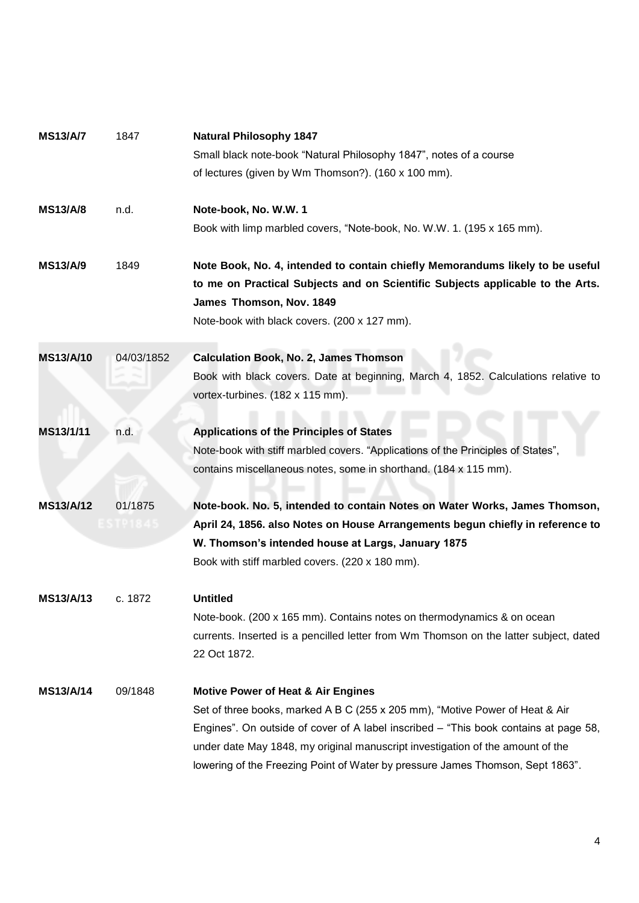| | | |
|---|---|---|
| **MS13/A/7** | 1847 | **Natural Philosophy 1847**<br>Small black note-book "Natural Philosophy 1847", notes of a course of lectures (given by Wm Thomson?). (160 x 100 mm). |
| **MS13/A/8** | n.d. | **Note-book, No. W.W. 1**<br>Book with limp marbled covers, "Note-book, No. W.W. 1. (195 x 165 mm). |
| **MS13/A/9** | 1849 | **Note Book, No. 4, intended to contain chiefly Memorandums likely to be useful to me on Practical Subjects and on Scientific Subjects applicable to the Arts. James Thomson, Nov. 1849**<br>Note-book with black covers. (200 x 127 mm). |
| **MS13/A/10** | 04/03/1852 | **Calculation Book, No. 2, James Thomson**<br>Book with black covers. Date at beginning, March 4, 1852. Calculations relative to vortex-turbines. (182 x 115 mm). |
| **MS13/1/11** | n.d. | **Applications of the Principles of States**<br>Note-book with stiff marbled covers. "Applications of the Principles of States", contains miscellaneous notes, some in shorthand. (184 x 115 mm). |
| **MS13/A/12** | 01/1875 | **Note-book. No. 5, intended to contain Notes on Water Works, James Thomson, April 24, 1856. also Notes on House Arrangements begun chiefly in reference to W. Thomson's intended house at Largs, January 1875**<br>Book with stiff marbled covers. (220 x 180 mm). |
| **MS13/A/13** | c. 1872 | **Untitled**<br>Note-book. (200 x 165 mm). Contains notes on thermodynamics & on ocean currents. Inserted is a pencilled letter from Wm Thomson on the latter subject, dated 22 Oct 1872. |
| **MS13/A/14** | 09/1848 | **Motive Power of Heat & Air Engines**<br>Set of three books, marked A B C (255 x 205 mm), "Motive Power of Heat & Air Engines". On outside of cover of A label inscribed – "This book contains at page 58, under date May 1848, my original manuscript investigation of the amount of the lowering of the Freezing Point of Water by pressure James Thomson, Sept 1863". |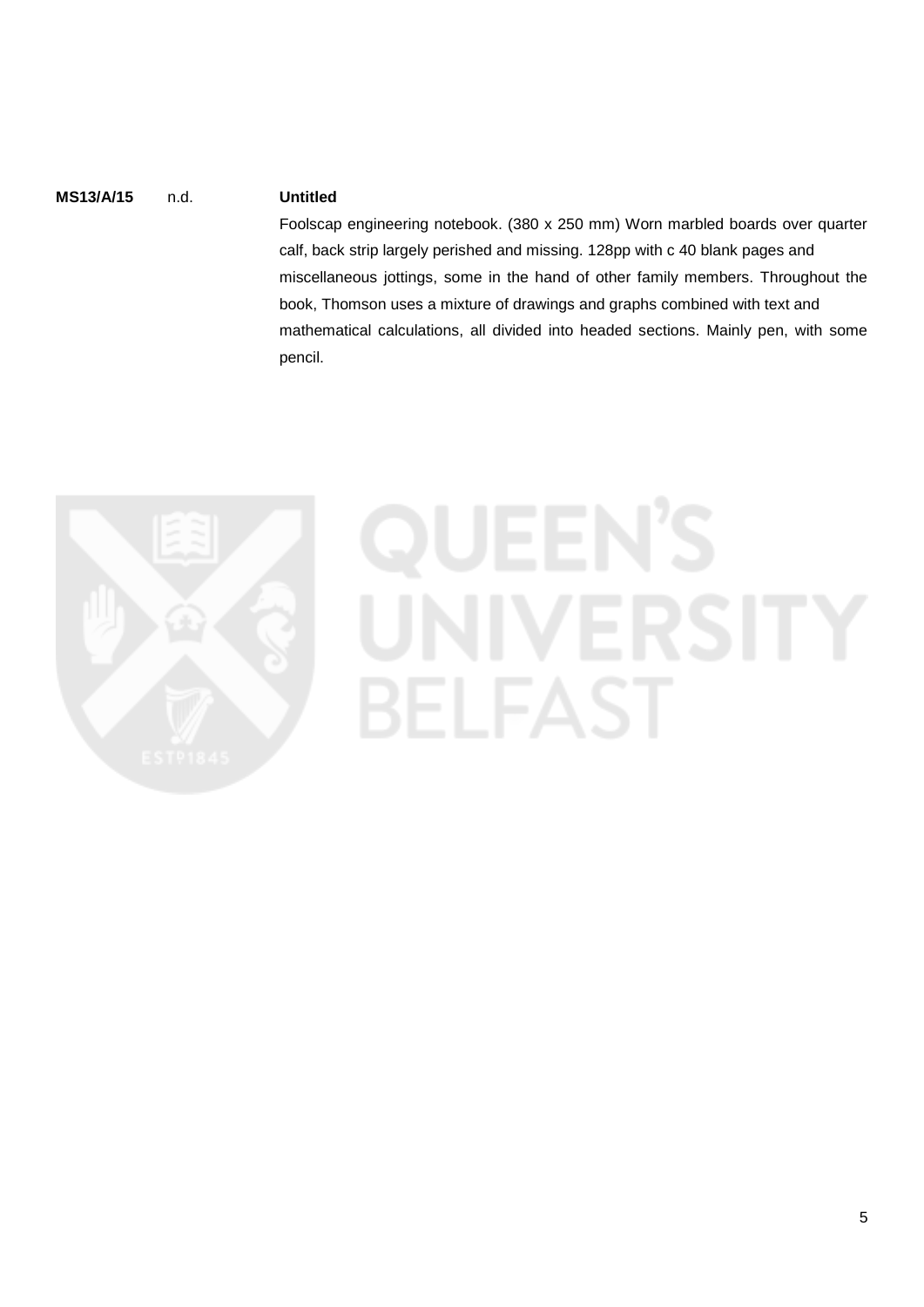**MS13/A/15** n.d. **Untitled**

Foolscap engineering notebook. (380 x 250 mm) Worn marbled boards over quarter calf, back strip largely perished and missing. 128pp with c 40 blank pages and miscellaneous jottings, some in the hand of other family members. Throughout the book, Thomson uses a mixture of drawings and graphs combined with text and mathematical calculations, all divided into headed sections. Mainly pen, with some pencil.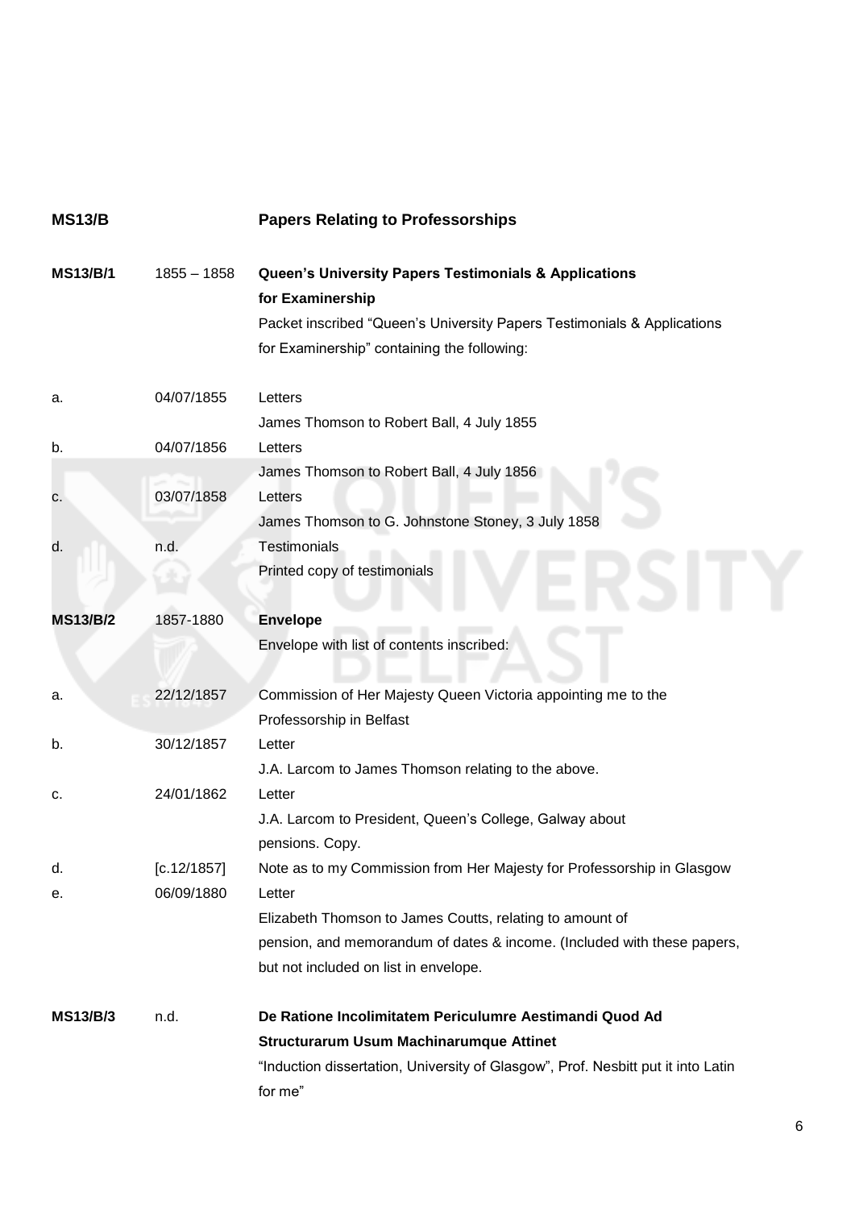| | | |
|---|---|---|
| **MS13/B** | | **Papers Relating to Professorships** |
| **MS13/B/1** | 1855 – 1858 | **Queen's University Papers Testimonials & Applications for Examinership**<br>Packet inscribed "Queen's University Papers Testimonials & Applications for Examinership" containing the following: |
| a. | 04/07/1855 | Letters<br>James Thomson to Robert Ball, 4 July 1855 |
| b. | 04/07/1856 | Letters<br>James Thomson to Robert Ball, 4 July 1856 |
| c. | 03/07/1858 | Letters<br>James Thomson to G. Johnstone Stoney, 3 July 1858 |
| d. | n.d. | Testimonials<br>Printed copy of testimonials |
| **MS13/B/2** | 1857-1880 | **Envelope**<br>Envelope with list of contents inscribed: |
| a. | 22/12/1857 | Commission of Her Majesty Queen Victoria appointing me to the Professorship in Belfast |
| b. | 30/12/1857 | Letter<br>J.A. Larcom to James Thomson relating to the above. |
| c. | 24/01/1862 | Letter<br>J.A. Larcom to President, Queen's College, Galway about pensions. Copy. |
| d. | [c.12/1857] | Note as to my Commission from Her Majesty for Professorship in Glasgow |
| e. | 06/09/1880 | Letter<br>Elizabeth Thomson to James Coutts, relating to amount of pension, and memorandum of dates & income. (Included with these papers, but not included on list in envelope. |
| **MS13/B/3** | n.d. | **De Ratione Incolimitatem Periculumre Aestimandi Quod Ad Structurarum Usum Machinarumque Attinet**<br>"Induction dissertation, University of Glasgow", Prof. Nesbitt put it into Latin for me" |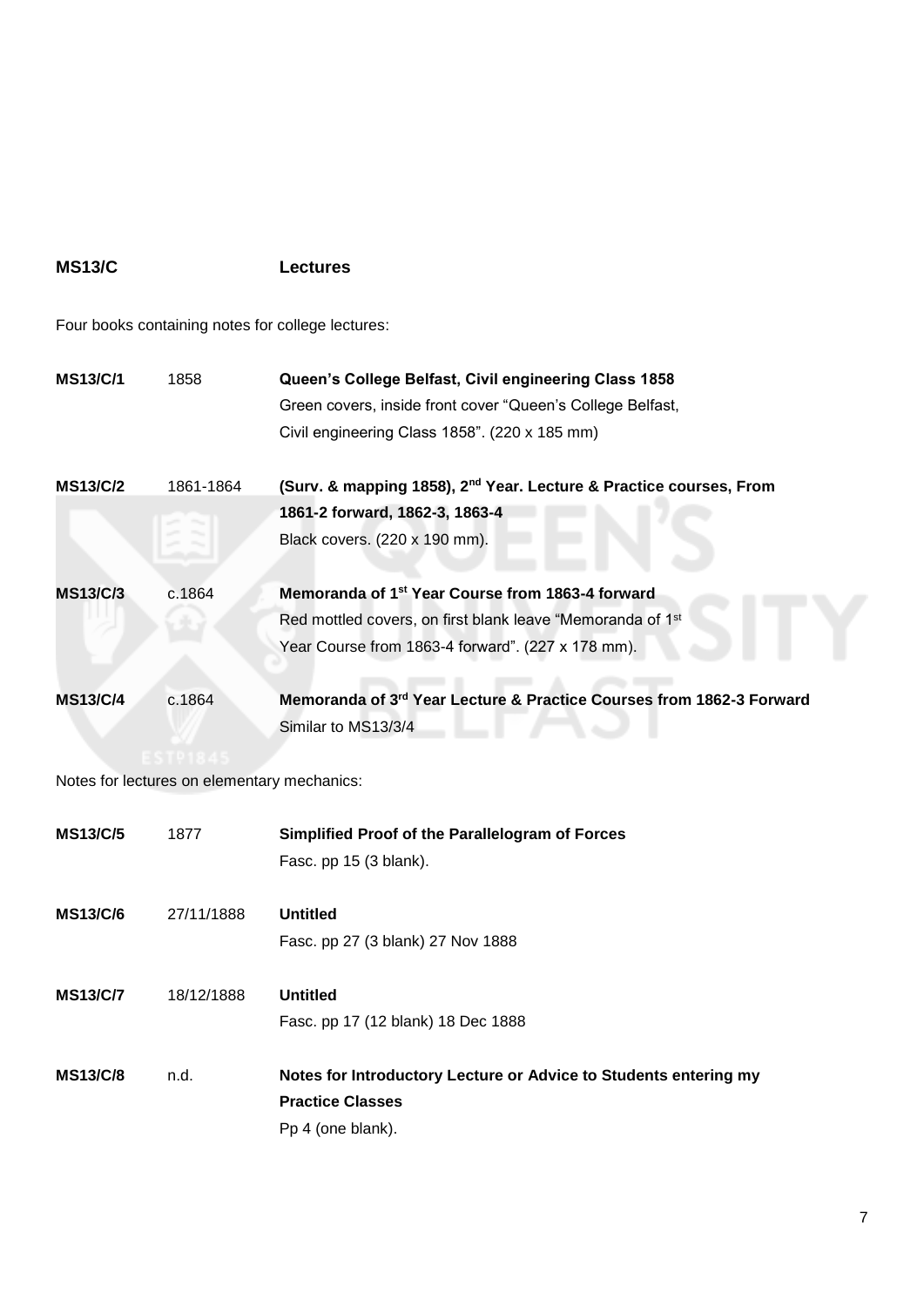## MS13/C Lectures

Four books containing notes for college lectures:

**MS13/C/1** 1858 **Queen's College Belfast, Civil engineering Class 1858**
Green covers, inside front cover "Queen's College Belfast, Civil engineering Class 1858". (220 x 185 mm)

**MS13/C/2** 1861-1864 **(Surv. & mapping 1858), 2nd Year. Lecture & Practice courses, From 1861-2 forward, 1862-3, 1863-4**
Black covers. (220 x 190 mm).

**MS13/C/3** c.1864 **Memoranda of 1st Year Course from 1863-4 forward**
Red mottled covers, on first blank leave "Memoranda of 1st Year Course from 1863-4 forward". (227 x 178 mm).

**MS13/C/4** c.1864 **Memoranda of 3rd Year Lecture & Practice Courses from 1862-3 Forward**
Similar to MS13/3/4

Notes for lectures on elementary mechanics:

**MS13/C/5** 1877 **Simplified Proof of the Parallelogram of Forces**
Fasc. pp 15 (3 blank).

**MS13/C/6** 27/11/1888 **Untitled**
Fasc. pp 27 (3 blank) 27 Nov 1888

**MS13/C/7** 18/12/1888 **Untitled**
Fasc. pp 17 (12 blank) 18 Dec 1888

**MS13/C/8** n.d. **Notes for Introductory Lecture or Advice to Students entering my Practice Classes**
Pp 4 (one blank).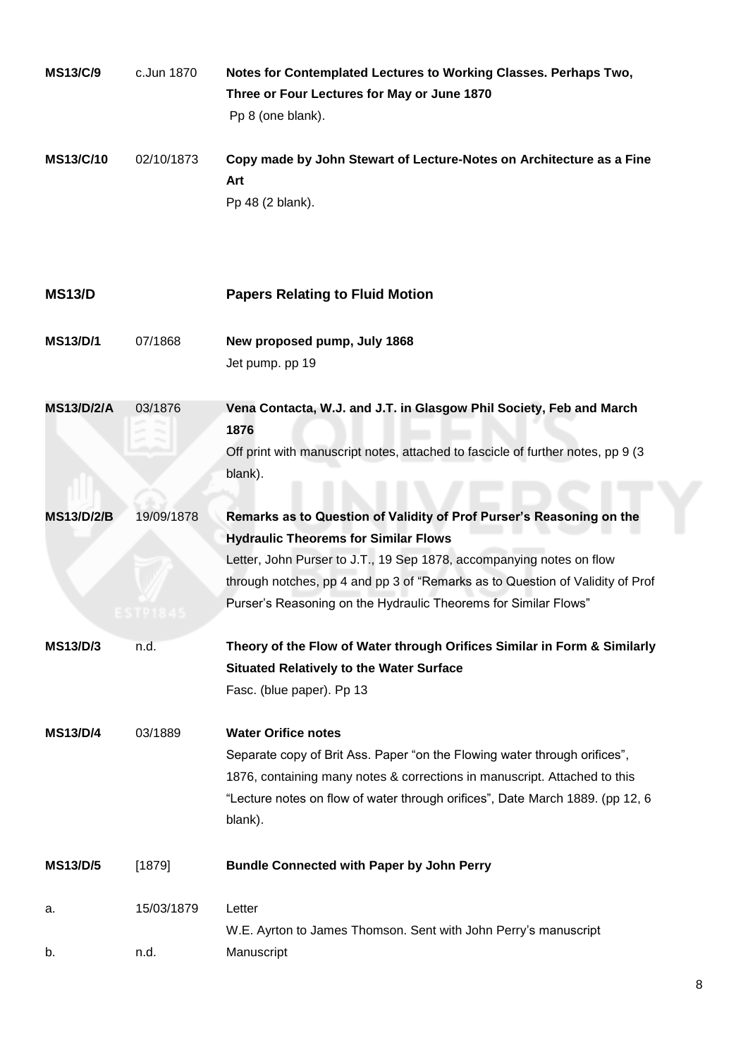| | | |
|---|---|---|
| **MS13/C/9** | c.Jun 1870 | **Notes for Contemplated Lectures to Working Classes. Perhaps Two, Three or Four Lectures for May or June 1870**<br>Pp 8 (one blank). |
| **MS13/C/10** | 02/10/1873 | **Copy made by John Stewart of Lecture-Notes on Architecture as a Fine Art**<br>Pp 48 (2 blank). |

## MS13/D Papers Relating to Fluid Motion

| | | |
|---|---|---|
| **MS13/D/1** | 07/1868 | **New proposed pump, July 1868**<br>Jet pump. pp 19 |
| **MS13/D/2/A** | 03/1876 | **Vena Contacta, W.J. and J.T. in Glasgow Phil Society, Feb and March 1876**<br>Off print with manuscript notes, attached to fascicle of further notes, pp 9 (3 blank). |
| **MS13/D/2/B** | 19/09/1878 | **Remarks as to Question of Validity of Prof Purser's Reasoning on the Hydraulic Theorems for Similar Flows**<br>Letter, John Purser to J.T., 19 Sep 1878, accompanying notes on flow through notches, pp 4 and pp 3 of "Remarks as to Question of Validity of Prof Purser's Reasoning on the Hydraulic Theorems for Similar Flows" |
| **MS13/D/3** | n.d. | **Theory of the Flow of Water through Orifices Similar in Form & Similarly Situated Relatively to the Water Surface**<br>Fasc. (blue paper). Pp 13 |
| **MS13/D/4** | 03/1889 | **Water Orifice notes**<br>Separate copy of Brit Ass. Paper "on the Flowing water through orifices", 1876, containing many notes & corrections in manuscript. Attached to this "Lecture notes on flow of water through orifices", Date March 1889. (pp 12, 6 blank). |
| **MS13/D/5** | [1879] | **Bundle Connected with Paper by John Perry** |
| a. | 15/03/1879 | Letter<br>W.E. Ayrton to James Thomson. Sent with John Perry's manuscript |
| b. | n.d. | Manuscript |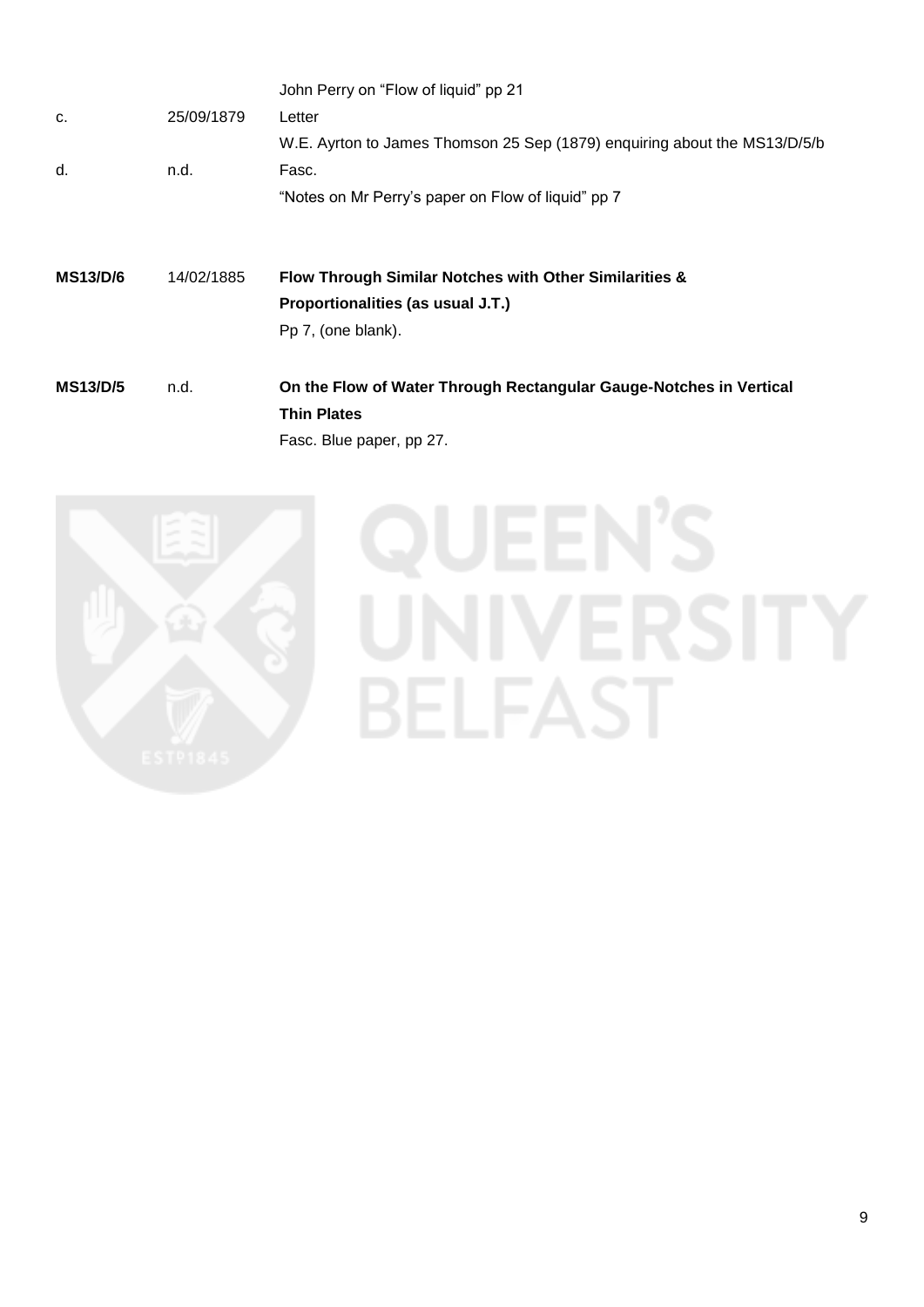| | | |
|---|---|---|
| | | John Perry on “Flow of liquid” pp 21 |
| c. | 25/09/1879 | Letter |
| | | W.E. Ayrton to James Thomson 25 Sep (1879) enquiring about the MS13/D/5/b |
| d. | n.d. | Fasc. |
| | | “Notes on Mr Perry’s paper on Flow of liquid” pp 7 |

| | | |
|---|---|---|
| **MS13/D/6** | 14/02/1885 | **Flow Through Similar Notches with Other Similarities & Proportionalities (as usual J.T.)** |
| | | Pp 7, (one blank). |
| **MS13/D/5** | n.d. | **On the Flow of Water Through Rectangular Gauge-Notches in Vertical Thin Plates** |
| | | Fasc. Blue paper, pp 27. |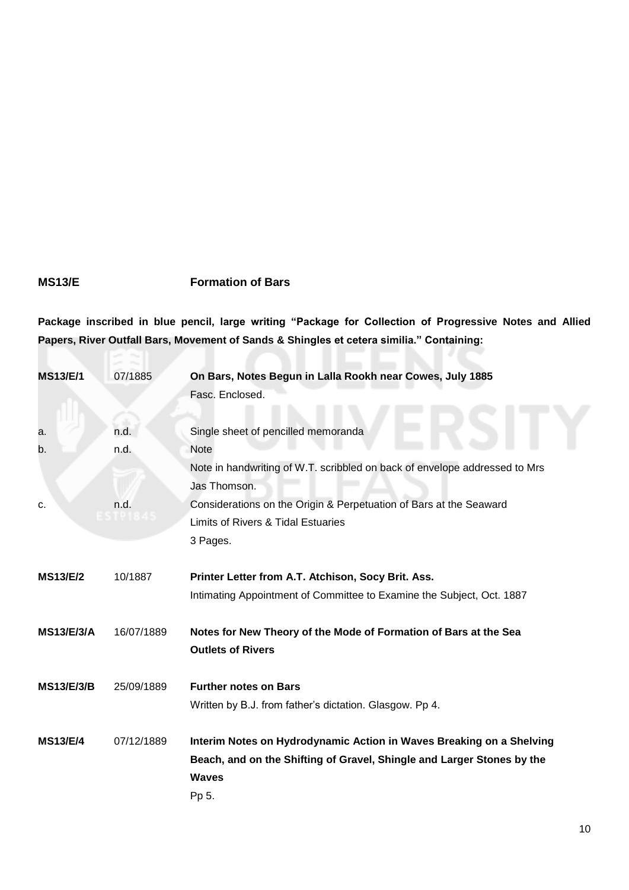## MS13/E Formation of Bars

**Package inscribed in blue pencil, large writing "Package for Collection of Progressive Notes and Allied Papers, River Outfall Bars, Movement of Sands & Shingles et cetera similia." Containing:**

| | | |
|---|---|---|
| **MS13/E/1** | 07/1885 | **On Bars, Notes Begun in Lalla Rookh near Cowes, July 1885**<br>Fasc. Enclosed. |
| a. | n.d. | Single sheet of pencilled memoranda |
| b. | n.d. | Note<br>Note in handwriting of W.T. scribbled on back of envelope addressed to Mrs Jas Thomson. |
| c. | n.d. | Considerations on the Origin & Perpetuation of Bars at the Seaward Limits of Rivers & Tidal Estuaries<br>3 Pages. |
| **MS13/E/2** | 10/1887 | **Printer Letter from A.T. Atchison, Socy Brit. Ass.**<br>Intimating Appointment of Committee to Examine the Subject, Oct. 1887 |
| **MS13/E/3/A** | 16/07/1889 | **Notes for New Theory of the Mode of Formation of Bars at the Sea Outlets of Rivers** |
| **MS13/E/3/B** | 25/09/1889 | **Further notes on Bars**<br>Written by B.J. from father's dictation. Glasgow. Pp 4. |
| **MS13/E/4** | 07/12/1889 | **Interim Notes on Hydrodynamic Action in Waves Breaking on a Shelving Beach, and on the Shifting of Gravel, Shingle and Larger Stones by the Waves**<br>Pp 5. |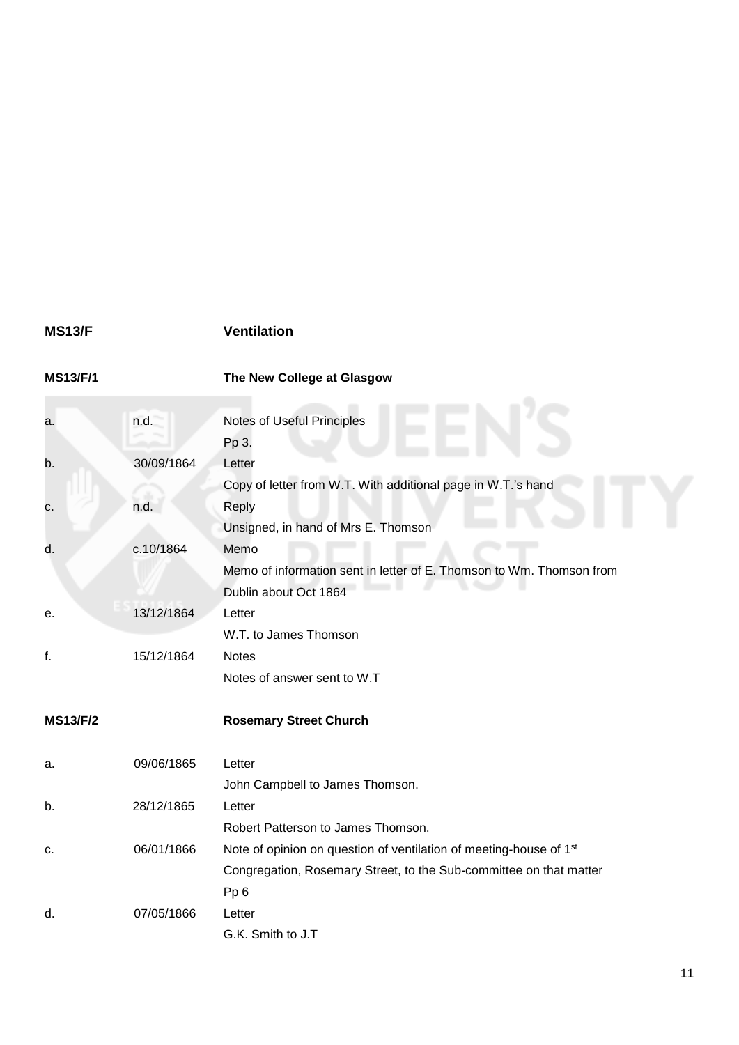## MS13/F Ventilation

### MS13/F/1 The New College at Glasgow

| | | |
|---|---|---|
| a. | n.d. | Notes of Useful Principles<br>Pp 3. |
| b. | 30/09/1864 | Letter<br>Copy of letter from W.T. With additional page in W.T.'s hand |
| c. | n.d. | Reply<br>Unsigned, in hand of Mrs E. Thomson |
| d. | c.10/1864 | Memo<br>Memo of information sent in letter of E. Thomson to Wm. Thomson from Dublin about Oct 1864 |
| e. | 13/12/1864 | Letter<br>W.T. to James Thomson |
| f. | 15/12/1864 | Notes<br>Notes of answer sent to W.T |

### MS13/F/2 Rosemary Street Church

| | | |
|---|---|---|
| a. | 09/06/1865 | Letter<br>John Campbell to James Thomson. |
| b. | 28/12/1865 | Letter<br>Robert Patterson to James Thomson. |
| c. | 06/01/1866 | Note of opinion on question of ventilation of meeting-house of 1st Congregation, Rosemary Street, to the Sub-committee on that matter<br>Pp 6 |
| d. | 07/05/1866 | Letter<br>G.K. Smith to J.T |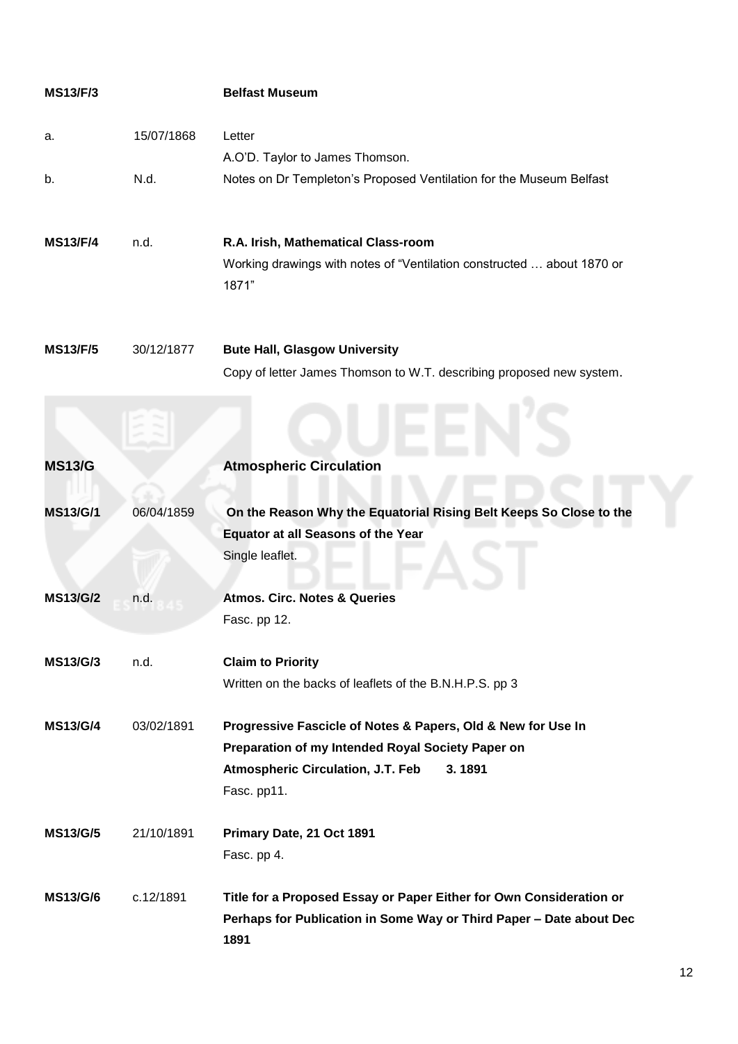**MS13/F/3** **Belfast Museum**

a. 15/07/1868 Letter
A.O'D. Taylor to James Thomson.

b. N.d. Notes on Dr Templeton's Proposed Ventilation for the Museum Belfast

**MS13/F/4** n.d. **R.A. Irish, Mathematical Class-room**
Working drawings with notes of "Ventilation constructed … about 1870 or 1871"

**MS13/F/5** 30/12/1877 **Bute Hall, Glasgow University**
Copy of letter James Thomson to W.T. describing proposed new system.

## MS13/G Atmospheric Circulation

**MS13/G/1** 06/04/1859 **On the Reason Why the Equatorial Rising Belt Keeps So Close to the Equator at all Seasons of the Year**
Single leaflet.

**MS13/G/2** n.d. **Atmos. Circ. Notes & Queries**
Fasc. pp 12.

**MS13/G/3** n.d. **Claim to Priority**
Written on the backs of leaflets of the B.N.H.P.S. pp 3

**MS13/G/4** 03/02/1891 **Progressive Fascicle of Notes & Papers, Old & New for Use In Preparation of my Intended Royal Society Paper on Atmospheric Circulation, J.T. Feb 3. 1891**
Fasc. pp11.

**MS13/G/5** 21/10/1891 **Primary Date, 21 Oct 1891**
Fasc. pp 4.

**MS13/G/6** c.12/1891 **Title for a Proposed Essay or Paper Either for Own Consideration or Perhaps for Publication in Some Way or Third Paper – Date about Dec 1891**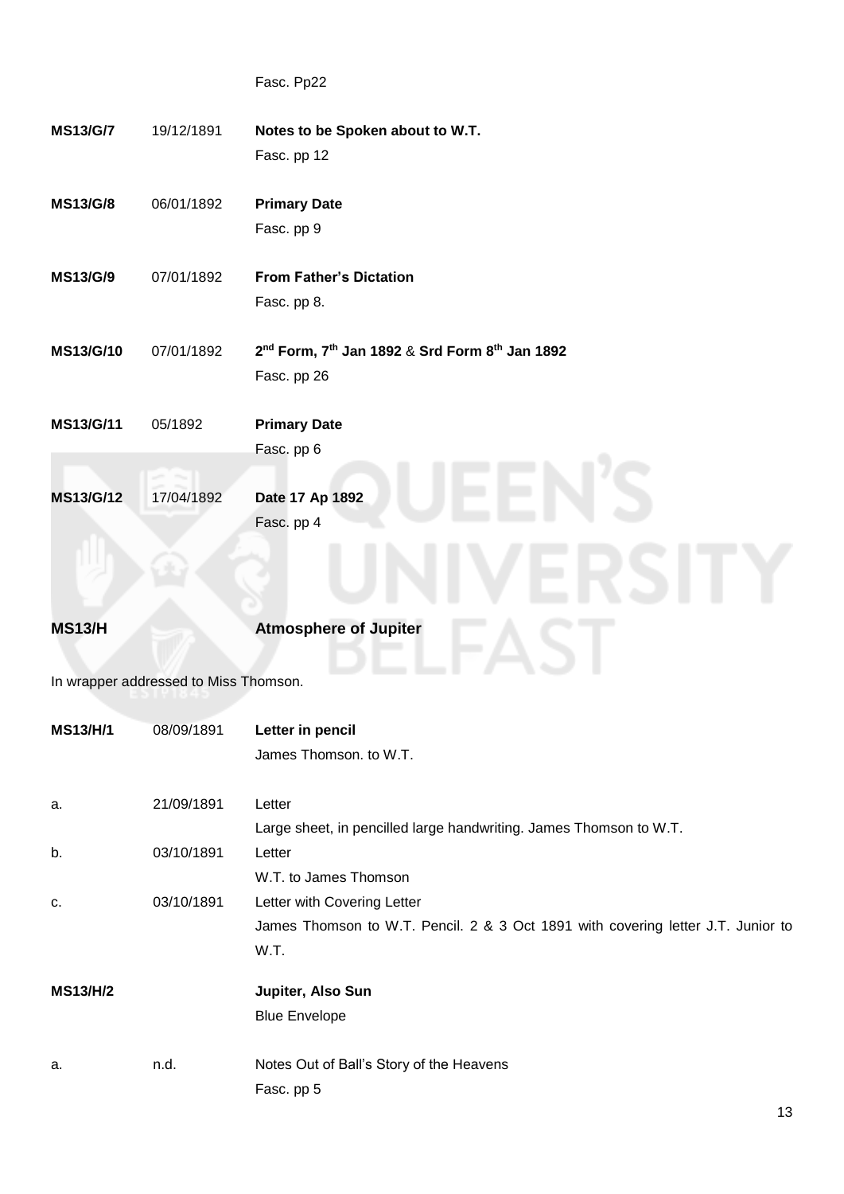Fasc. Pp22

| | | |
|---|---|---|
| **MS13/G/7** | 19/12/1891 | **Notes to be Spoken about to W.T.**<br>Fasc. pp 12 |
| **MS13/G/8** | 06/01/1892 | **Primary Date**<br>Fasc. pp 9 |
| **MS13/G/9** | 07/01/1892 | **From Father's Dictation**<br>Fasc. pp 8. |
| **MS13/G/10** | 07/01/1892 | **2nd Form, 7th Jan 1892** & **Srd Form 8th Jan 1892**<br>Fasc. pp 26 |
| **MS13/G/11** | 05/1892 | **Primary Date**<br>Fasc. pp 6 |
| **MS13/G/12** | 17/04/1892 | **Date 17 Ap 1892**<br>Fasc. pp 4 |

## MS13/H Atmosphere of Jupiter

In wrapper addressed to Miss Thomson.

| | | |
|---|---|---|
| **MS13/H/1** | 08/09/1891 | **Letter in pencil**<br>James Thomson. to W.T. |
| a. | 21/09/1891 | Letter<br>Large sheet, in pencilled large handwriting. James Thomson to W.T. |
| b. | 03/10/1891 | Letter<br>W.T. to James Thomson |
| c. | 03/10/1891 | Letter with Covering Letter<br>James Thomson to W.T. Pencil. 2 & 3 Oct 1891 with covering letter J.T. Junior to W.T. |
| **MS13/H/2** | | **Jupiter, Also Sun**<br>Blue Envelope |
| a. | n.d. | Notes Out of Ball's Story of the Heavens<br>Fasc. pp 5 |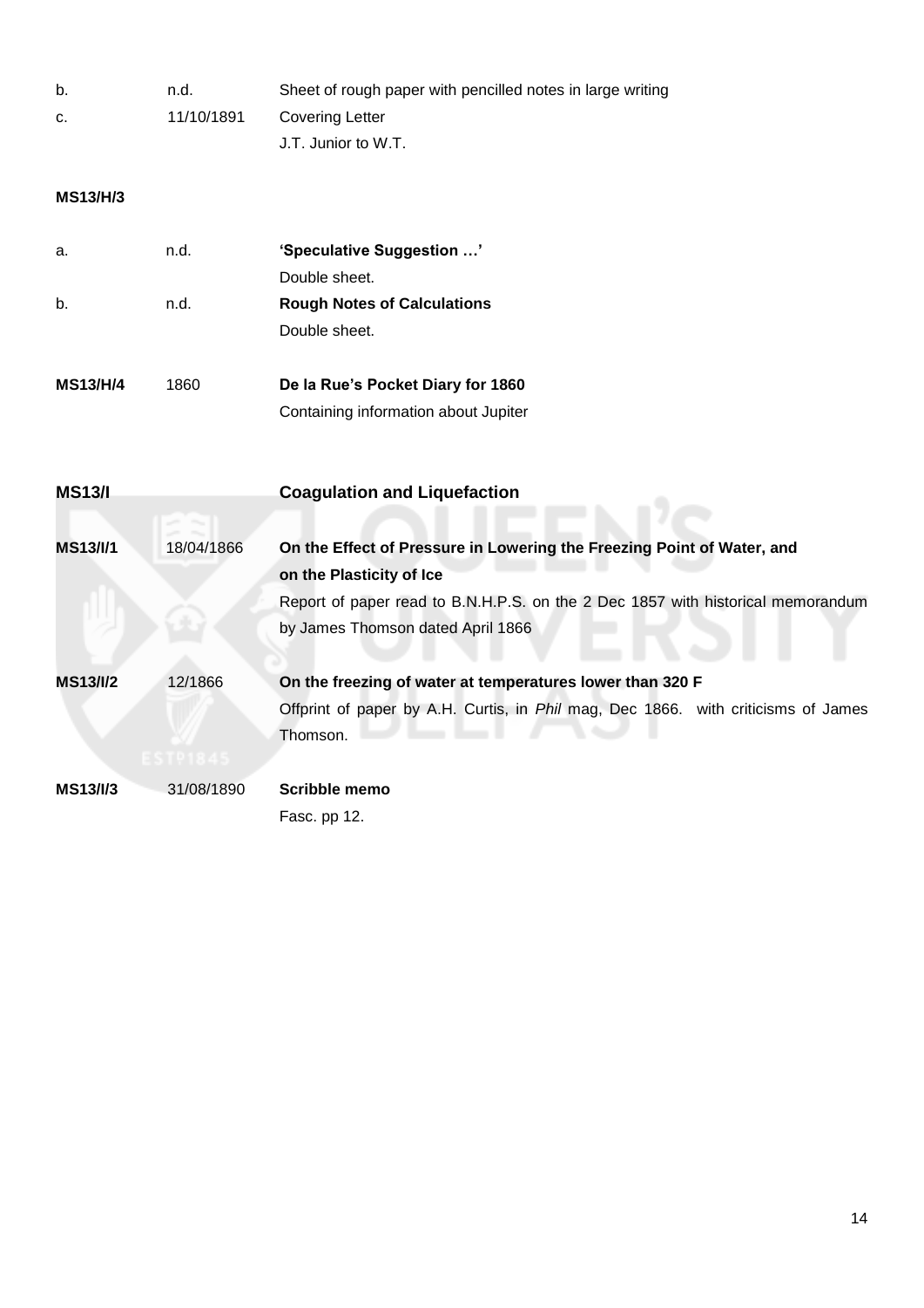| | | |
|---|---|---|
| b. | n.d. | Sheet of rough paper with pencilled notes in large writing |
| c. | 11/10/1891 | Covering Letter<br>J.T. Junior to W.T. |

**MS13/H/3**

| | | |
|---|---|---|
| a. | n.d. | **'Speculative Suggestion …'**<br>Double sheet. |
| b. | n.d. | **Rough Notes of Calculations**<br>Double sheet. |

| | | |
|---|---|---|
| **MS13/H/4** | 1860 | **De la Rue's Pocket Diary for 1860**<br>Containing information about Jupiter |

## MS13/I Coagulation and Liquefaction

| | | |
|---|---|---|
| **MS13/I/1** | 18/04/1866 | **On the Effect of Pressure in Lowering the Freezing Point of Water, and on the Plasticity of Ice**<br>Report of paper read to B.N.H.P.S. on the 2 Dec 1857 with historical memorandum by James Thomson dated April 1866 |
| **MS13/I/2** | 12/1866 | **On the freezing of water at temperatures lower than 320 F**<br>Offprint of paper by A.H. Curtis, in *Phil* mag, Dec 1866. with criticisms of James Thomson. |
| **MS13/I/3** | 31/08/1890 | **Scribble memo**<br>Fasc. pp 12. |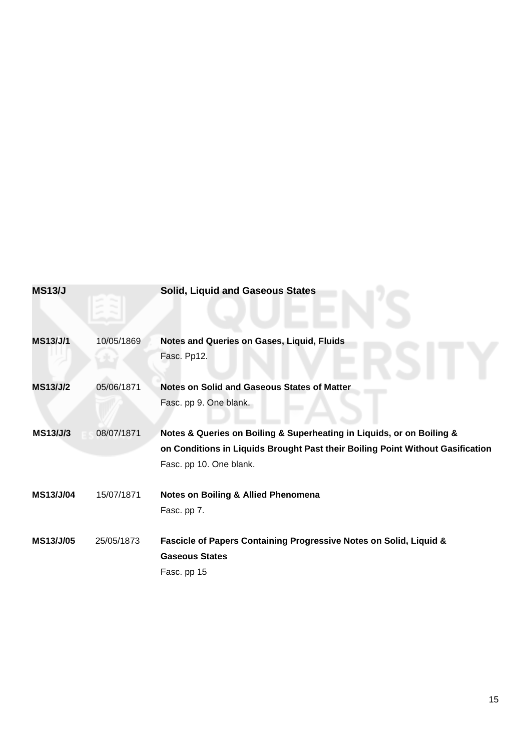| **MS13/J** | | **Solid, Liquid and Gaseous States** |
|---|---|---|
| **MS13/J/1** | 10/05/1869 | **Notes and Queries on Gases, Liquid, Fluids**<br>Fasc. Pp12. |
| **MS13/J/2** | 05/06/1871 | **Notes on Solid and Gaseous States of Matter**<br>Fasc. pp 9. One blank. |
| **MS13/J/3** | 08/07/1871 | **Notes & Queries on Boiling & Superheating in Liquids, or on Boiling & on Conditions in Liquids Brought Past their Boiling Point Without Gasification**<br>Fasc. pp 10. One blank. |
| **MS13/J/04** | 15/07/1871 | **Notes on Boiling & Allied Phenomena**<br>Fasc. pp 7. |
| **MS13/J/05** | 25/05/1873 | **Fascicle of Papers Containing Progressive Notes on Solid, Liquid & Gaseous States**<br>Fasc. pp 15 |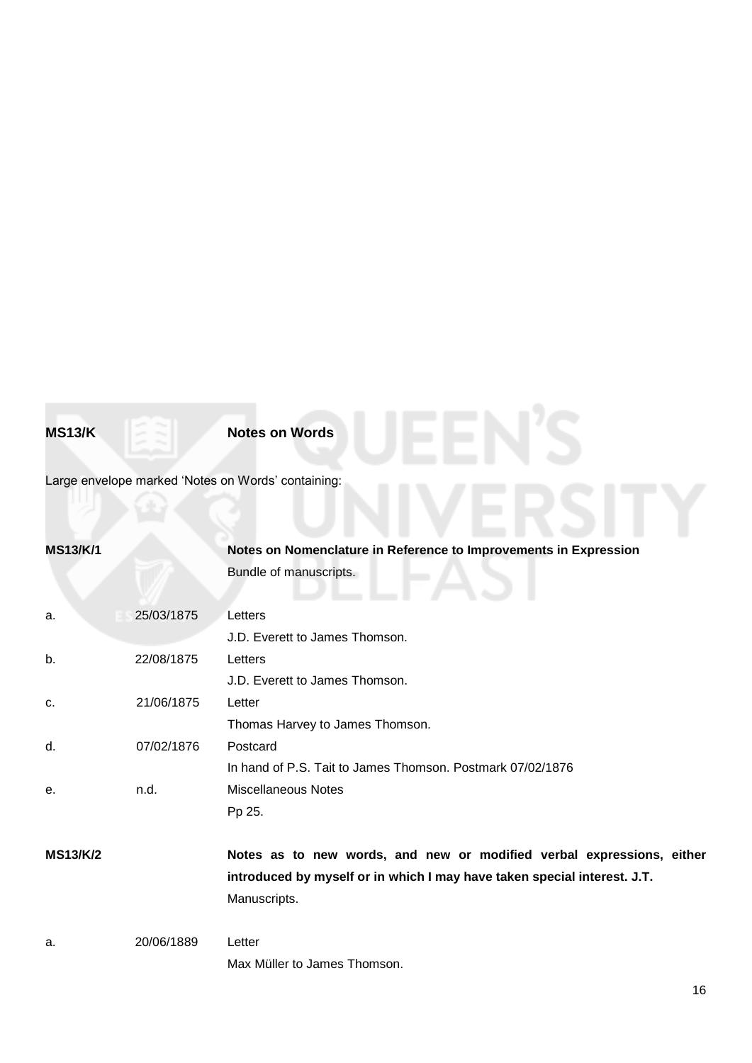**MS13/K** **Notes on Words**

Large envelope marked 'Notes on Words' containing:

**MS13/K/1** **Notes on Nomenclature in Reference to Improvements in Expression**

Bundle of manuscripts.

| | | |
|---|---|---|
| a. | 25/03/1875 | Letters<br>J.D. Everett to James Thomson. |
| b. | 22/08/1875 | Letters<br>J.D. Everett to James Thomson. |
| c. | 21/06/1875 | Letter<br>Thomas Harvey to James Thomson. |
| d. | 07/02/1876 | Postcard<br>In hand of P.S. Tait to James Thomson. Postmark 07/02/1876 |
| e. | n.d. | Miscellaneous Notes<br>Pp 25. |

**MS13/K/2** **Notes as to new words, and new or modified verbal expressions, either introduced by myself or in which I may have taken special interest. J.T.**

Manuscripts.

| | | |
|---|---|---|
| a. | 20/06/1889 | Letter<br>Max Müller to James Thomson. |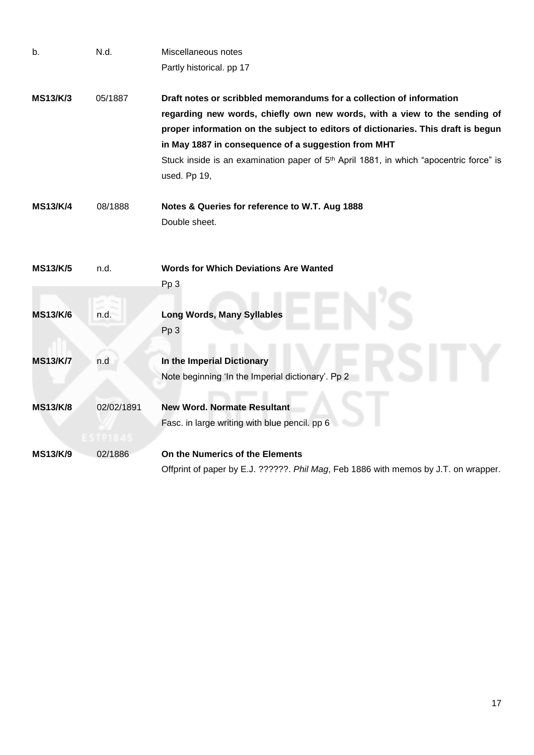| | | |
|---|---|---|
| b. | N.d. | Miscellaneous notes<br>Partly historical. pp 17 |
| **MS13/K/3** | 05/1887 | **Draft notes or scribbled memorandums for a collection of information regarding new words, chiefly own new words, with a view to the sending of proper information on the subject to editors of dictionaries. This draft is begun in May 1887 in consequence of a suggestion from MHT**<br>Stuck inside is an examination paper of 5th April 1881, in which "apocentric force" is used. Pp 19, |
| **MS13/K/4** | 08/1888 | **Notes & Queries for reference to W.T. Aug 1888**<br>Double sheet. |
| **MS13/K/5** | n.d. | **Words for Which Deviations Are Wanted**<br>Pp 3 |
| **MS13/K/6** | n.d. | **Long Words, Many Syllables**<br>Pp 3 |
| **MS13/K/7** | n.d | **In the Imperial Dictionary**<br>Note beginning 'In the Imperial dictionary'. Pp 2 |
| **MS13/K/8** | 02/02/1891 | **New Word. Normate Resultant**<br>Fasc. in large writing with blue pencil. pp 6 |
| **MS13/K/9** | 02/1886 | **On the Numerics of the Elements**<br>Offprint of paper by E.J. ??????. *Phil Mag*, Feb 1886 with memos by J.T. on wrapper. |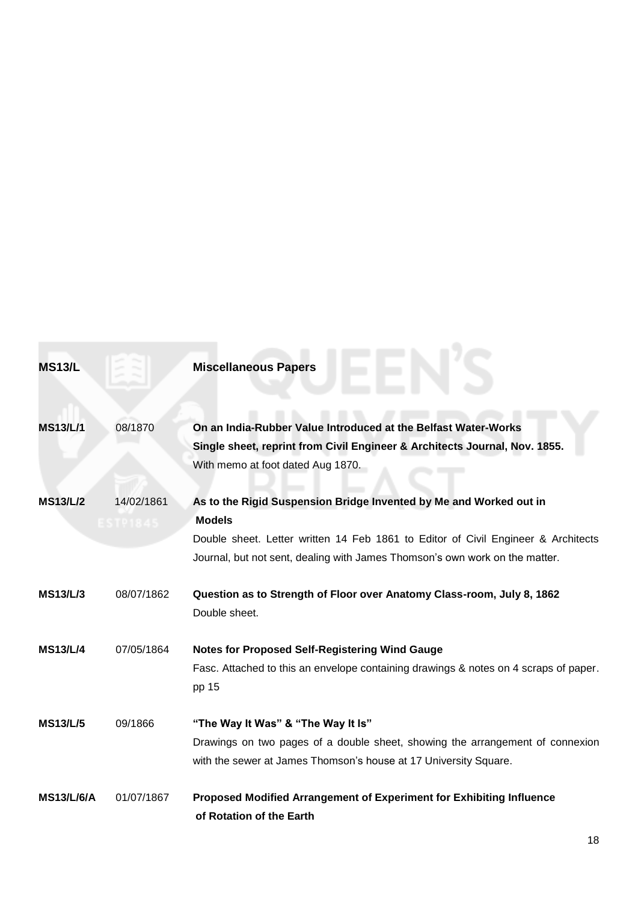**MS13/L** **Miscellaneous Papers**

**MS13/L/1** 08/1870 **On an India-Rubber Value Introduced at the Belfast Water-Works**
**Single sheet, reprint from Civil Engineer & Architects Journal, Nov. 1855.**
With memo at foot dated Aug 1870.

**MS13/L/2** 14/02/1861 **As to the Rigid Suspension Bridge Invented by Me and Worked out in Models**
Double sheet. Letter written 14 Feb 1861 to Editor of Civil Engineer & Architects Journal, but not sent, dealing with James Thomson's own work on the matter.

**MS13/L/3** 08/07/1862 **Question as to Strength of Floor over Anatomy Class-room, July 8, 1862**
Double sheet.

**MS13/L/4** 07/05/1864 **Notes for Proposed Self-Registering Wind Gauge**
Fasc. Attached to this an envelope containing drawings & notes on 4 scraps of paper. pp 15

**MS13/L/5** 09/1866 **"The Way It Was" & "The Way It Is"**
Drawings on two pages of a double sheet, showing the arrangement of connexion with the sewer at James Thomson's house at 17 University Square.

**MS13/L/6/A** 01/07/1867 **Proposed Modified Arrangement of Experiment for Exhibiting Influence of Rotation of the Earth**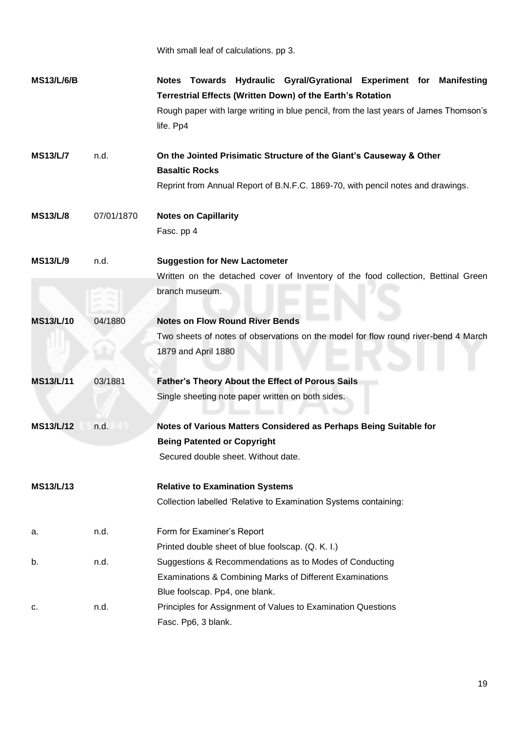With small leaf of calculations. pp 3.

| | | |
|---|---|---|
| **MS13/L/6/B** | | **Notes Towards Hydraulic Gyral/Gyrational Experiment for Manifesting Terrestrial Effects (Written Down) of the Earth's Rotation**<br>Rough paper with large writing in blue pencil, from the last years of James Thomson's life. Pp4 |
| **MS13/L/7** | n.d. | **On the Jointed Prisimatic Structure of the Giant's Causeway & Other Basaltic Rocks**<br>Reprint from Annual Report of B.N.F.C. 1869-70, with pencil notes and drawings. |
| **MS13/L/8** | 07/01/1870 | **Notes on Capillarity**<br>Fasc. pp 4 |
| **MS13/L/9** | n.d. | **Suggestion for New Lactometer**<br>Written on the detached cover of Inventory of the food collection, Bettinal Green branch museum. |
| **MS13/L/10** | 04/1880 | **Notes on Flow Round River Bends**<br>Two sheets of notes of observations on the model for flow round river-bend 4 March 1879 and April 1880 |
| **MS13/L/11** | 03/1881 | **Father's Theory About the Effect of Porous Sails**<br>Single sheeting note paper written on both sides. |
| **MS13/L/12** | n.d. | **Notes of Various Matters Considered as Perhaps Being Suitable for Being Patented or Copyright**<br>Secured double sheet. Without date. |
| **MS13/L/13** | | **Relative to Examination Systems**<br>Collection labelled 'Relative to Examination Systems containing: |
| a. | n.d. | Form for Examiner's Report<br>Printed double sheet of blue foolscap. (Q. K. I.) |
| b. | n.d. | Suggestions & Recommendations as to Modes of Conducting Examinations & Combining Marks of Different Examinations<br>Blue foolscap. Pp4, one blank. |
| c. | n.d. | Principles for Assignment of Values to Examination Questions<br>Fasc. Pp6, 3 blank. |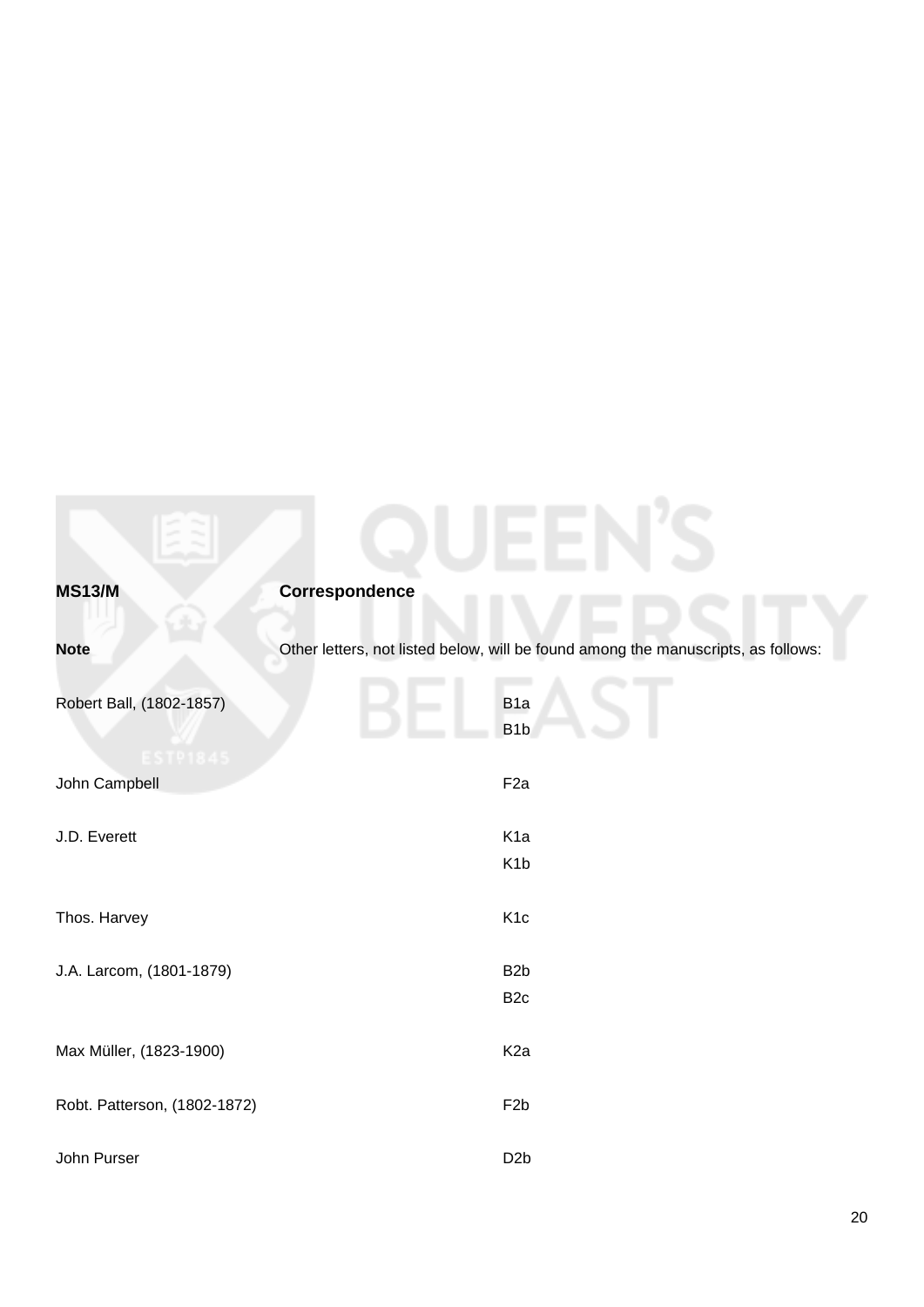**MS13/M** **Correspondence**

**Note** Other letters, not listed below, will be found among the manuscripts, as follows:

| | |
|---|---|
| Robert Ball, (1802-1857) | B1a<br>B1b |
| John Campbell | F2a |
| J.D. Everett | K1a<br>K1b |
| Thos. Harvey | K1c |
| J.A. Larcom, (1801-1879) | B2b<br>B2c |
| Max Müller, (1823-1900) | K2a |
| Robt. Patterson, (1802-1872) | F2b |
| John Purser | D2b |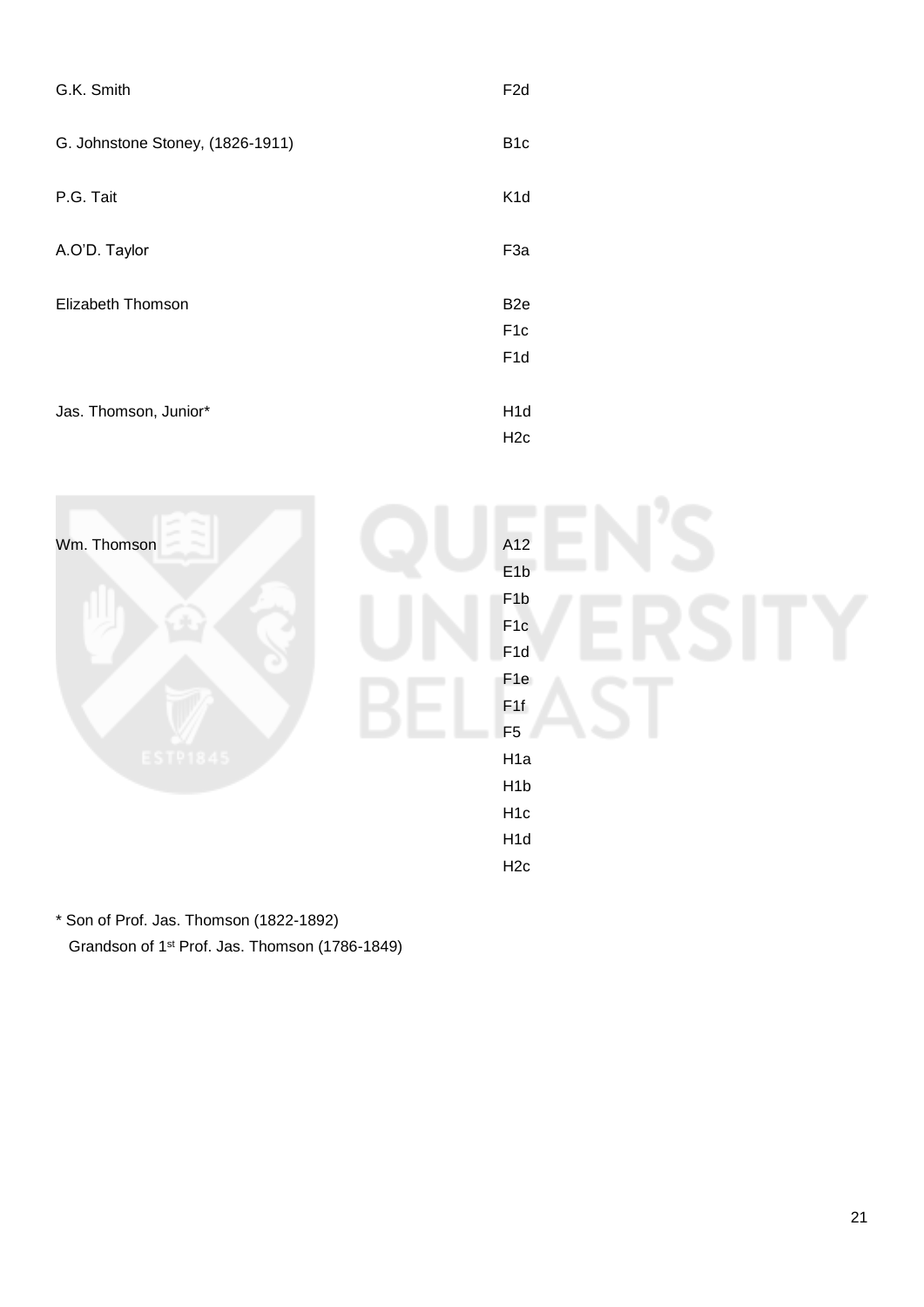| | |
|---|---|
| G.K. Smith | F2d |
| G. Johnstone Stoney, (1826-1911) | B1c |
| P.G. Tait | K1d |
| A.O'D. Taylor | F3a |
| Elizabeth Thomson | B2e<br>F1c<br>F1d |
| Jas. Thomson, Junior* | H1d<br>H2c |
| Wm. Thomson | A12<br>E1b<br>F1b<br>F1c<br>F1d<br>F1e<br>F1f<br>F5<br>H1a<br>H1b<br>H1c<br>H1d<br>H2c |

* Son of Prof. Jas. Thomson (1822-1892)
  Grandson of 1st Prof. Jas. Thomson (1786-1849)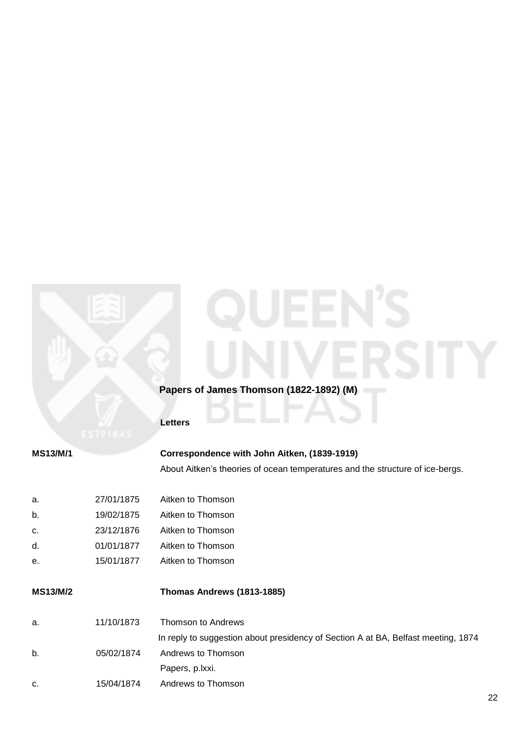## Papers of James Thomson (1822-1892) (M)

### Letters

| | | |
|---|---|---|
| **MS13/M/1** | | **Correspondence with John Aitken, (1839-1919)** |
| | | About Aitken's theories of ocean temperatures and the structure of ice-bergs. |
| a. | 27/01/1875 | Aitken to Thomson |
| b. | 19/02/1875 | Aitken to Thomson |
| c. | 23/12/1876 | Aitken to Thomson |
| d. | 01/01/1877 | Aitken to Thomson |
| e. | 15/01/1877 | Aitken to Thomson |
| **MS13/M/2** | | **Thomas Andrews (1813-1885)** |
| a. | 11/10/1873 | Thomson to Andrews |
| | | In reply to suggestion about presidency of Section A at BA, Belfast meeting, 1874 |
| b. | 05/02/1874 | Andrews to Thomson |
| | | Papers, p.lxxi. |
| c. | 15/04/1874 | Andrews to Thomson |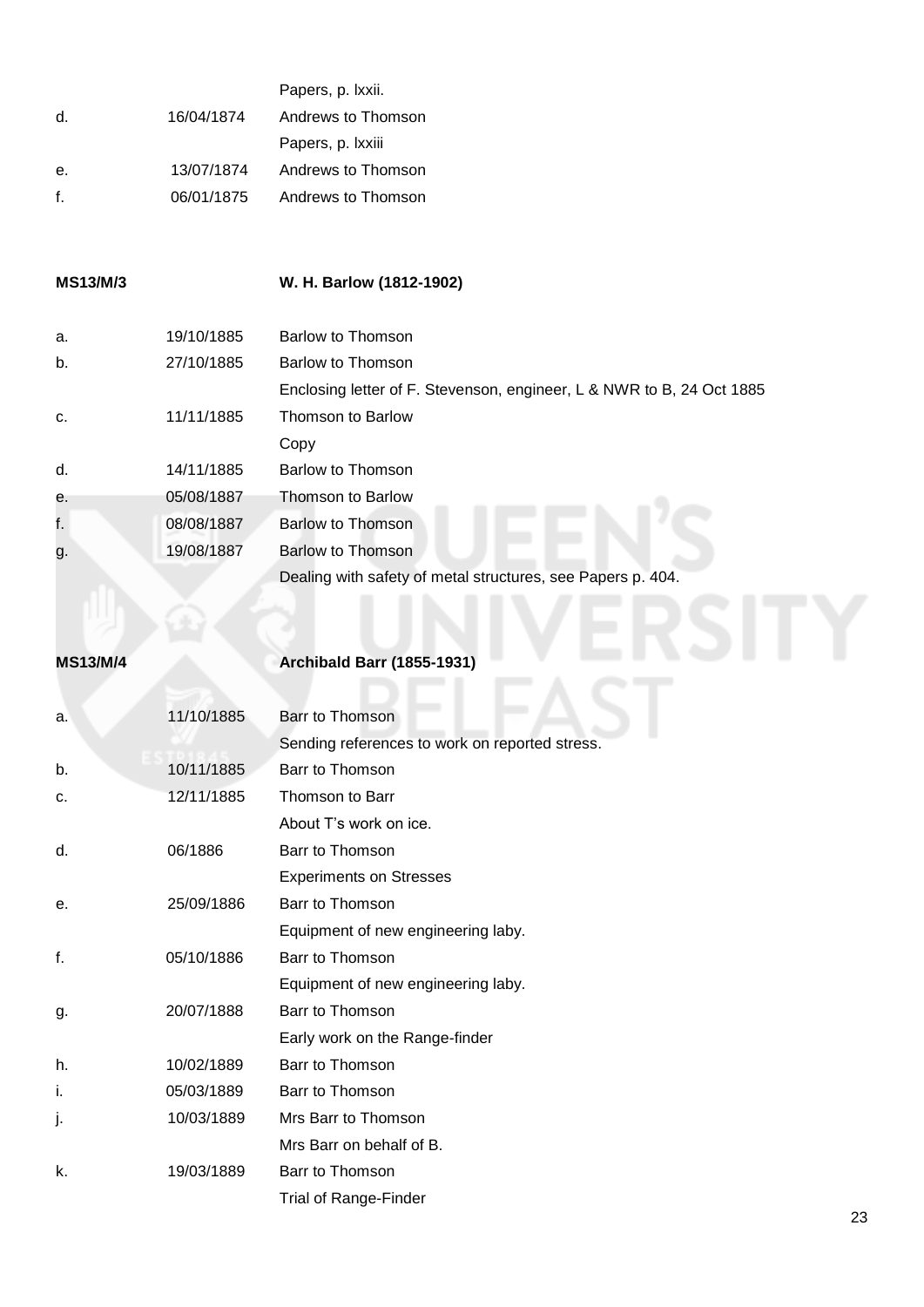| | | Papers, p. lxxii. |
|---|---|---|
| d. | 16/04/1874 | Andrews to Thomson |
| | | Papers, p. lxxiii |
| e. | 13/07/1874 | Andrews to Thomson |
| f. | 06/01/1875 | Andrews to Thomson |

**MS13/M/3** **W. H. Barlow (1812-1902)**

| | | |
|---|---|---|
| a. | 19/10/1885 | Barlow to Thomson |
| b. | 27/10/1885 | Barlow to Thomson |
| | | Enclosing letter of F. Stevenson, engineer, L & NWR to B, 24 Oct 1885 |
| c. | 11/11/1885 | Thomson to Barlow |
| | | Copy |
| d. | 14/11/1885 | Barlow to Thomson |
| e. | 05/08/1887 | Thomson to Barlow |
| f. | 08/08/1887 | Barlow to Thomson |
| g. | 19/08/1887 | Barlow to Thomson |
| | | Dealing with safety of metal structures, see Papers p. 404. |

**MS13/M/4** **Archibald Barr (1855-1931)**

| | | |
|---|---|---|
| a. | 11/10/1885 | Barr to Thomson |
| | | Sending references to work on reported stress. |
| b. | 10/11/1885 | Barr to Thomson |
| c. | 12/11/1885 | Thomson to Barr |
| | | About T's work on ice. |
| d. | 06/1886 | Barr to Thomson |
| | | Experiments on Stresses |
| e. | 25/09/1886 | Barr to Thomson |
| | | Equipment of new engineering laby. |
| f. | 05/10/1886 | Barr to Thomson |
| | | Equipment of new engineering laby. |
| g. | 20/07/1888 | Barr to Thomson |
| | | Early work on the Range-finder |
| h. | 10/02/1889 | Barr to Thomson |
| i. | 05/03/1889 | Barr to Thomson |
| j. | 10/03/1889 | Mrs Barr to Thomson |
| | | Mrs Barr on behalf of B. |
| k. | 19/03/1889 | Barr to Thomson |
| | | Trial of Range-Finder |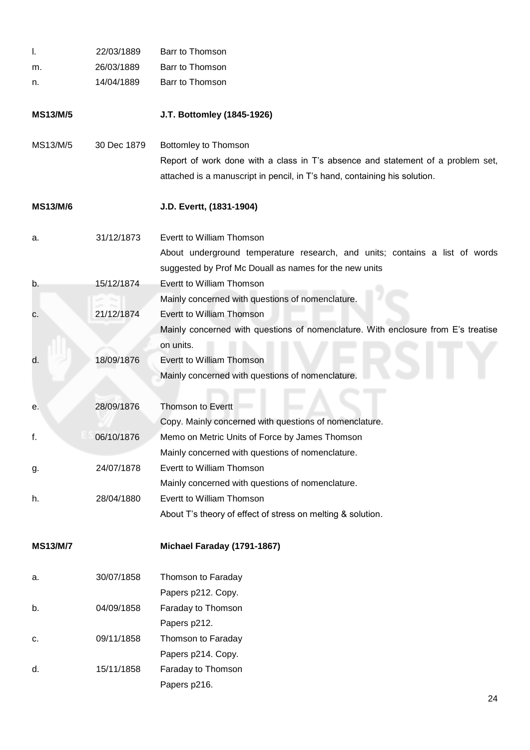| | | |
|---|---|---|
| l. | 22/03/1889 | Barr to Thomson |
| m. | 26/03/1889 | Barr to Thomson |
| n. | 14/04/1889 | Barr to Thomson |

| | | |
|---|---|---|
| **MS13/M/5** | | **J.T. Bottomley (1845-1926)** |
| MS13/M/5 | 30 Dec 1879 | Bottomley to Thomson<br>Report of work done with a class in T's absence and statement of a problem set, attached is a manuscript in pencil, in T's hand, containing his solution. |

| | | |
|---|---|---|
| **MS13/M/6** | | **J.D. Evertt, (1831-1904)** |
| a. | 31/12/1873 | Evertt to William Thomson<br>About underground temperature research, and units; contains a list of words suggested by Prof Mc Douall as names for the new units |
| b. | 15/12/1874 | Evertt to William Thomson<br>Mainly concerned with questions of nomenclature. |
| c. | 21/12/1874 | Evertt to William Thomson<br>Mainly concerned with questions of nomenclature. With enclosure from E's treatise on units. |
| d. | 18/09/1876 | Evertt to William Thomson<br>Mainly concerned with questions of nomenclature. |
| e. | 28/09/1876 | Thomson to Evertt<br>Copy. Mainly concerned with questions of nomenclature. |
| f. | 06/10/1876 | Memo on Metric Units of Force by James Thomson<br>Mainly concerned with questions of nomenclature. |
| g. | 24/07/1878 | Evertt to William Thomson<br>Mainly concerned with questions of nomenclature. |
| h. | 28/04/1880 | Evertt to William Thomson<br>About T's theory of effect of stress on melting & solution. |

| | | |
|---|---|---|
| **MS13/M/7** | | **Michael Faraday (1791-1867)** |
| a. | 30/07/1858 | Thomson to Faraday<br>Papers p212. Copy. |
| b. | 04/09/1858 | Faraday to Thomson<br>Papers p212. |
| c. | 09/11/1858 | Thomson to Faraday<br>Papers p214. Copy. |
| d. | 15/11/1858 | Faraday to Thomson<br>Papers p216. |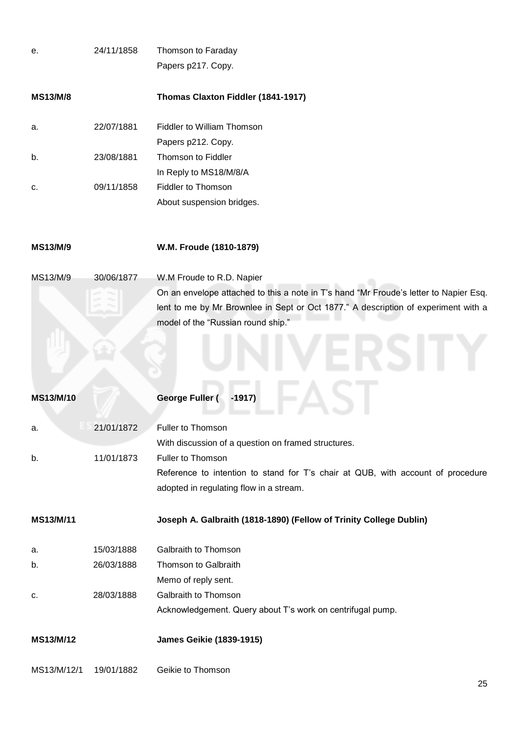| | | |
|---|---|---|
| e. | 24/11/1858 | Thomson to Faraday<br>Papers p217. Copy. |

| | | |
|---|---|---|
| **MS13/M/8** | | **Thomas Claxton Fiddler (1841-1917)** |
| a. | 22/07/1881 | Fiddler to William Thomson<br>Papers p212. Copy. |
| b. | 23/08/1881 | Thomson to Fiddler<br>In Reply to MS18/M/8/A |
| c. | 09/11/1858 | Fiddler to Thomson<br>About suspension bridges. |

| | | |
|---|---|---|
| **MS13/M/9** | | **W.M. Froude (1810-1879)** |
| MS13/M/9 | 30/06/1877 | W.M Froude to R.D. Napier<br>On an envelope attached to this a note in T's hand "Mr Froude's letter to Napier Esq. lent to me by Mr Brownlee in Sept or Oct 1877." A description of experiment with a model of the "Russian round ship." |

| | | |
|---|---|---|
| **MS13/M/10** | | **George Fuller (  -1917)** |
| a. | 21/01/1872 | Fuller to Thomson<br>With discussion of a question on framed structures. |
| b. | 11/01/1873 | Fuller to Thomson<br>Reference to intention to stand for T's chair at QUB, with account of procedure adopted in regulating flow in a stream. |

| | | |
|---|---|---|
| **MS13/M/11** | | **Joseph A. Galbraith (1818-1890) (Fellow of Trinity College Dublin)** |
| a. | 15/03/1888 | Galbraith to Thomson |
| b. | 26/03/1888 | Thomson to Galbraith<br>Memo of reply sent. |
| c. | 28/03/1888 | Galbraith to Thomson<br>Acknowledgement. Query about T's work on centrifugal pump. |

| | | |
|---|---|---|
| **MS13/M/12** | | **James Geikie (1839-1915)** |
| MS13/M/12/1 | 19/01/1882 | Geikie to Thomson |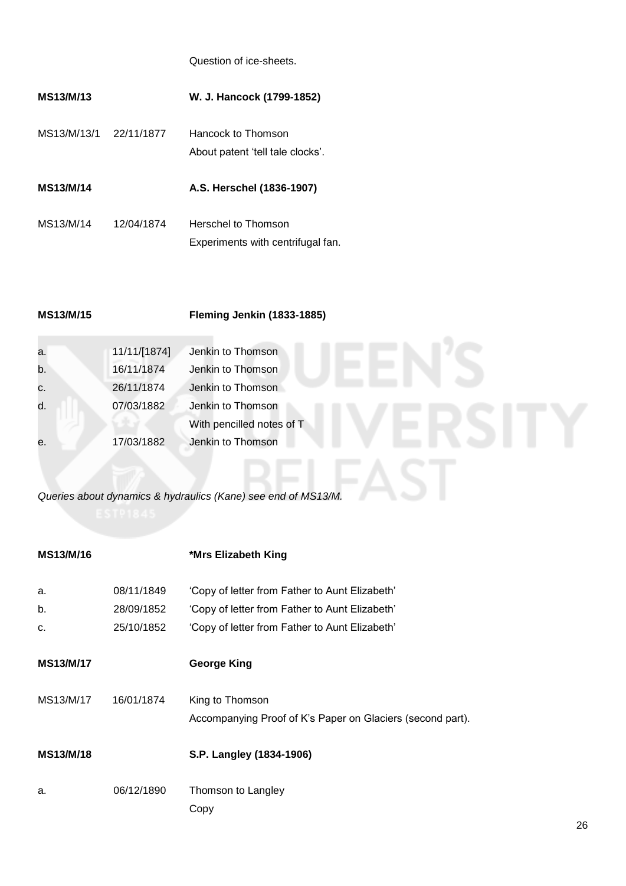Question of ice-sheets.

**MS13/M/13** **W. J. Hancock (1799-1852)**

| | | |
|---|---|---|
| MS13/M/13/1 | 22/11/1877 | Hancock to Thomson<br>About patent 'tell tale clocks'. |

**MS13/M/14** **A.S. Herschel (1836-1907)**

| | | |
|---|---|---|
| MS13/M/14 | 12/04/1874 | Herschel to Thomson<br>Experiments with centrifugal fan. |

**MS13/M/15** **Fleming Jenkin (1833-1885)**

| | | |
|---|---|---|
| a. | 11/11/[1874] | Jenkin to Thomson |
| b. | 16/11/1874 | Jenkin to Thomson |
| c. | 26/11/1874 | Jenkin to Thomson |
| d. | 07/03/1882 | Jenkin to Thomson<br>With pencilled notes of T |
| e. | 17/03/1882 | Jenkin to Thomson |

*Queries about dynamics & hydraulics (Kane) see end of MS13/M.*

**MS13/M/16** **\*Mrs Elizabeth King**

| | | |
|---|---|---|
| a. | 08/11/1849 | 'Copy of letter from Father to Aunt Elizabeth' |
| b. | 28/09/1852 | 'Copy of letter from Father to Aunt Elizabeth' |
| c. | 25/10/1852 | 'Copy of letter from Father to Aunt Elizabeth' |

**MS13/M/17** **George King**

| | | |
|---|---|---|
| MS13/M/17 | 16/01/1874 | King to Thomson<br>Accompanying Proof of K's Paper on Glaciers (second part). |

**MS13/M/18** **S.P. Langley (1834-1906)**

| | | |
|---|---|---|
| a. | 06/12/1890 | Thomson to Langley<br>Copy |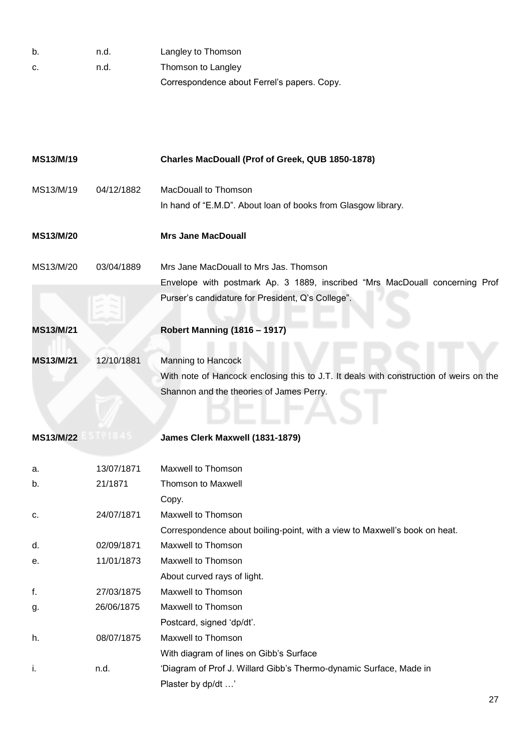| | | |
|---|---|---|
| b. | n.d. | Langley to Thomson |
| c. | n.d. | Thomson to Langley<br>Correspondence about Ferrel's papers. Copy. |

| | | |
|---|---|---|
| **MS13/M/19** | | **Charles MacDouall (Prof of Greek, QUB 1850-1878)** |
| MS13/M/19 | 04/12/1882 | MacDouall to Thomson<br>In hand of "E.M.D". About loan of books from Glasgow library. |
| **MS13/M/20** | | **Mrs Jane MacDouall** |
| MS13/M/20 | 03/04/1889 | Mrs Jane MacDouall to Mrs Jas. Thomson<br>Envelope with postmark Ap. 3 1889, inscribed "Mrs MacDouall concerning Prof Purser's candidature for President, Q's College". |
| **MS13/M/21** | | **Robert Manning (1816 – 1917)** |
| **MS13/M/21** | 12/10/1881 | Manning to Hancock<br>With note of Hancock enclosing this to J.T. It deals with construction of weirs on the Shannon and the theories of James Perry. |
| **MS13/M/22** | | **James Clerk Maxwell (1831-1879)** |
| a. | 13/07/1871 | Maxwell to Thomson |
| b. | 21/1871 | Thomson to Maxwell<br>Copy. |
| c. | 24/07/1871 | Maxwell to Thomson<br>Correspondence about boiling-point, with a view to Maxwell's book on heat. |
| d. | 02/09/1871 | Maxwell to Thomson |
| e. | 11/01/1873 | Maxwell to Thomson<br>About curved rays of light. |
| f. | 27/03/1875 | Maxwell to Thomson |
| g. | 26/06/1875 | Maxwell to Thomson<br>Postcard, signed 'dp/dt'. |
| h. | 08/07/1875 | Maxwell to Thomson<br>With diagram of lines on Gibb's Surface |
| i. | n.d. | 'Diagram of Prof J. Willard Gibb's Thermo-dynamic Surface, Made in Plaster by dp/dt …' |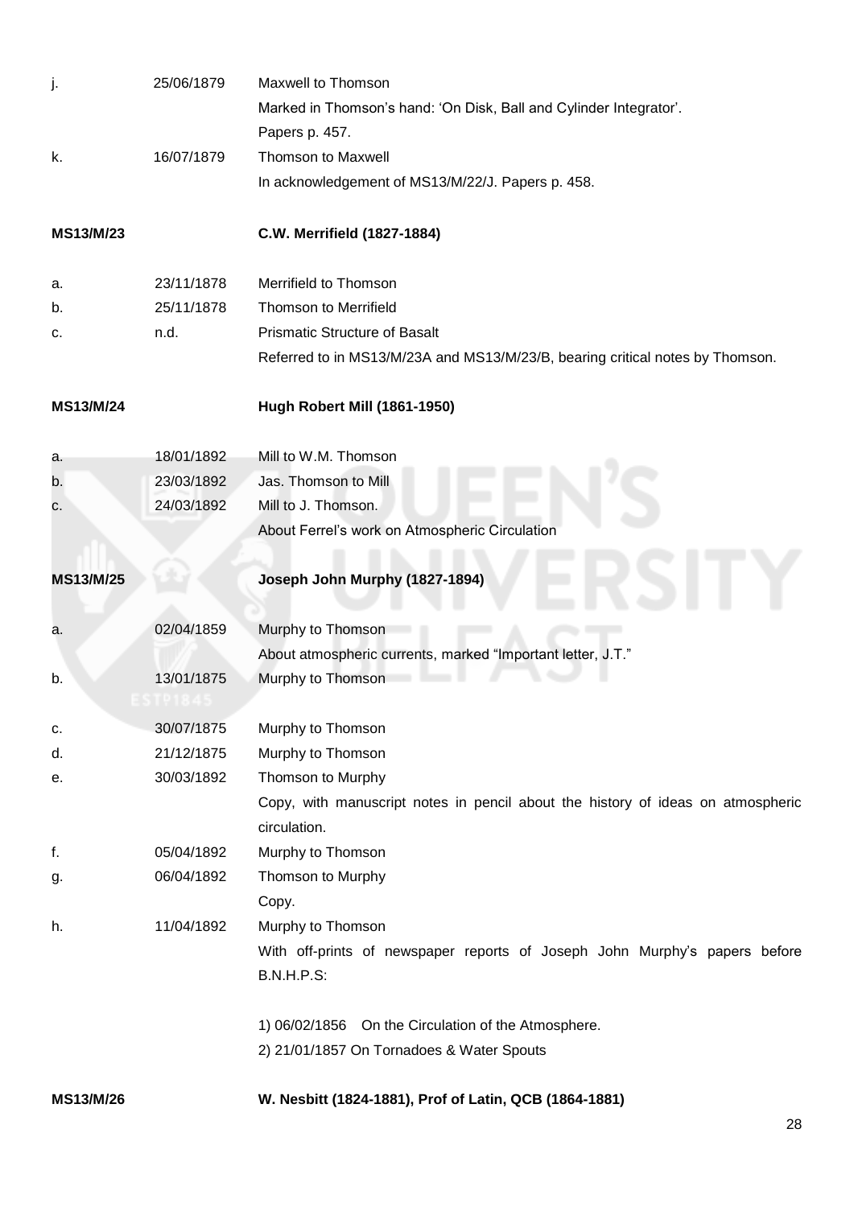| | | |
|---|---|---|
| j. | 25/06/1879 | Maxwell to Thomson<br>Marked in Thomson's hand: 'On Disk, Ball and Cylinder Integrator'.<br>Papers p. 457. |
| k. | 16/07/1879 | Thomson to Maxwell<br>In acknowledgement of MS13/M/22/J. Papers p. 458. |

**MS13/M/23** **C.W. Merrifield (1827-1884)**

| | | |
|---|---|---|
| a. | 23/11/1878 | Merrifield to Thomson |
| b. | 25/11/1878 | Thomson to Merrifield |
| c. | n.d. | Prismatic Structure of Basalt<br>Referred to in MS13/M/23A and MS13/M/23/B, bearing critical notes by Thomson. |

**MS13/M/24** **Hugh Robert Mill (1861-1950)**

| | | |
|---|---|---|
| a. | 18/01/1892 | Mill to W.M. Thomson |
| b. | 23/03/1892 | Jas. Thomson to Mill |
| c. | 24/03/1892 | Mill to J. Thomson.<br>About Ferrel's work on Atmospheric Circulation |

**MS13/M/25** **Joseph John Murphy (1827-1894)**

| | | |
|---|---|---|
| a. | 02/04/1859 | Murphy to Thomson<br>About atmospheric currents, marked "Important letter, J.T." |
| b. | 13/01/1875 | Murphy to Thomson |
| c. | 30/07/1875 | Murphy to Thomson |
| d. | 21/12/1875 | Murphy to Thomson |
| e. | 30/03/1892 | Thomson to Murphy<br>Copy, with manuscript notes in pencil about the history of ideas on atmospheric circulation. |
| f. | 05/04/1892 | Murphy to Thomson |
| g. | 06/04/1892 | Thomson to Murphy<br>Copy. |
| h. | 11/04/1892 | Murphy to Thomson<br>With off-prints of newspaper reports of Joseph John Murphy's papers before B.N.H.P.S:<br><br>1) 06/02/1856 On the Circulation of the Atmosphere.<br>2) 21/01/1857 On Tornadoes & Water Spouts |

**MS13/M/26** **W. Nesbitt (1824-1881), Prof of Latin, QCB (1864-1881)**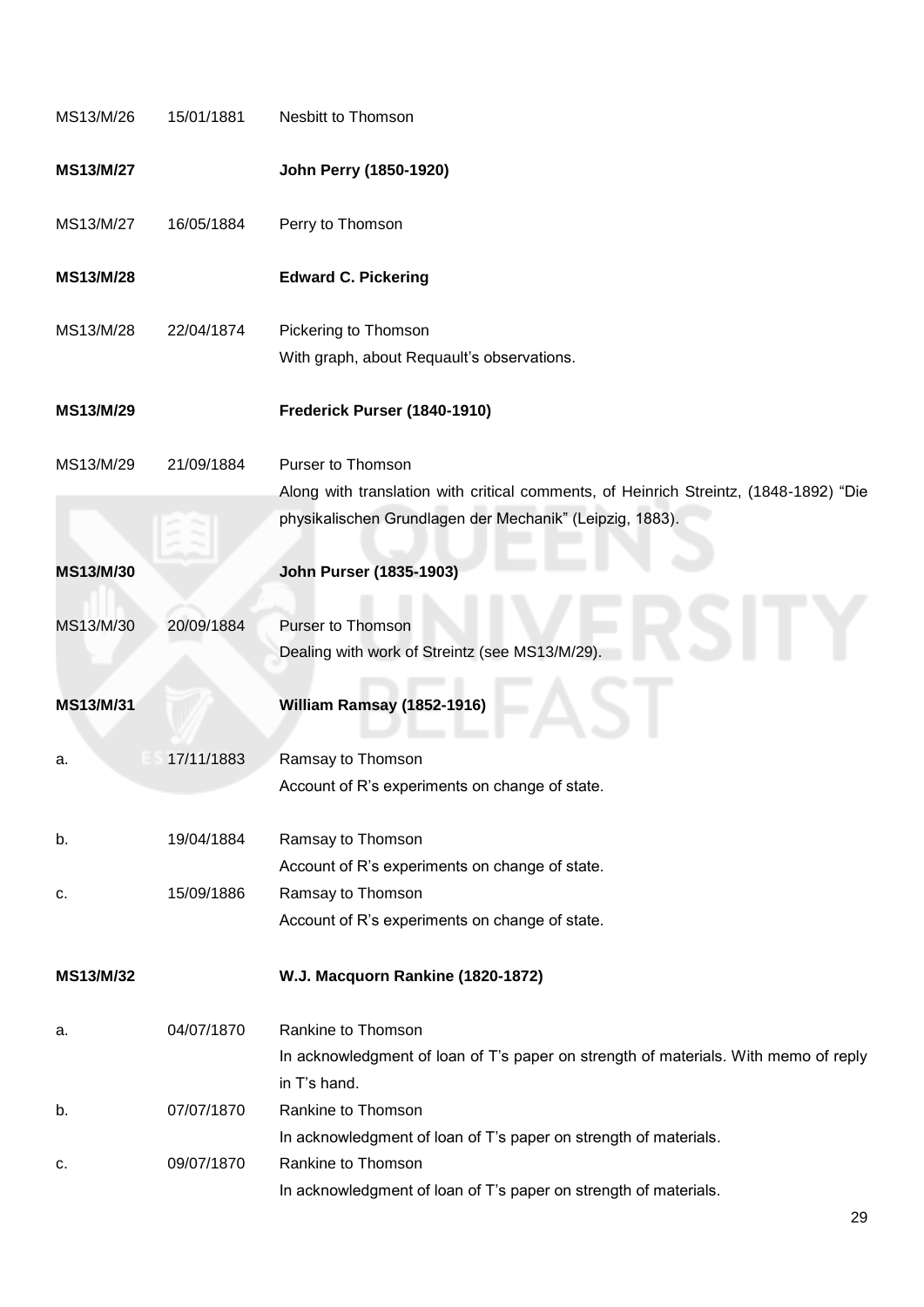| | | |
|---|---|---|
| MS13/M/26 | 15/01/1881 | Nesbitt to Thomson |
| **MS13/M/27** | | **John Perry (1850-1920)** |
| MS13/M/27 | 16/05/1884 | Perry to Thomson |
| **MS13/M/28** | | **Edward C. Pickering** |
| MS13/M/28 | 22/04/1874 | Pickering to Thomson<br>With graph, about Requault's observations. |
| **MS13/M/29** | | **Frederick Purser (1840-1910)** |
| MS13/M/29 | 21/09/1884 | Purser to Thomson<br>Along with translation with critical comments, of Heinrich Streintz, (1848-1892) "Die physikalischen Grundlagen der Mechanik" (Leipzig, 1883). |
| **MS13/M/30** | | **John Purser (1835-1903)** |
| MS13/M/30 | 20/09/1884 | Purser to Thomson<br>Dealing with work of Streintz (see MS13/M/29). |
| **MS13/M/31** | | **William Ramsay (1852-1916)** |
| a. | 17/11/1883 | Ramsay to Thomson<br>Account of R's experiments on change of state. |
| b. | 19/04/1884 | Ramsay to Thomson<br>Account of R's experiments on change of state. |
| c. | 15/09/1886 | Ramsay to Thomson<br>Account of R's experiments on change of state. |
| **MS13/M/32** | | **W.J. Macquorn Rankine (1820-1872)** |
| a. | 04/07/1870 | Rankine to Thomson<br>In acknowledgment of loan of T's paper on strength of materials. With memo of reply in T's hand. |
| b. | 07/07/1870 | Rankine to Thomson<br>In acknowledgment of loan of T's paper on strength of materials. |
| c. | 09/07/1870 | Rankine to Thomson<br>In acknowledgment of loan of T's paper on strength of materials. |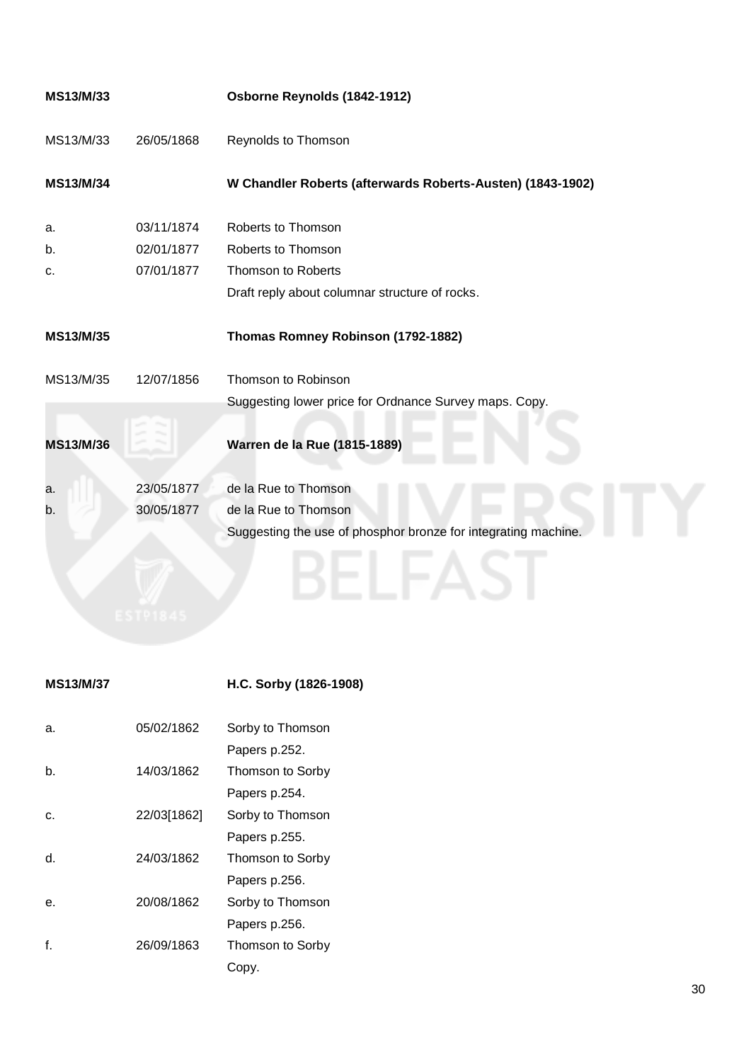| | | |
|---|---|---|
| **MS13/M/33** | | **Osborne Reynolds (1842-1912)** |
| MS13/M/33 | 26/05/1868 | Reynolds to Thomson |
| **MS13/M/34** | | **W Chandler Roberts (afterwards Roberts-Austen) (1843-1902)** |
| a. | 03/11/1874 | Roberts to Thomson |
| b. | 02/01/1877 | Roberts to Thomson |
| c. | 07/01/1877 | Thomson to Roberts<br>Draft reply about columnar structure of rocks. |
| **MS13/M/35** | | **Thomas Romney Robinson (1792-1882)** |
| MS13/M/35 | 12/07/1856 | Thomson to Robinson<br>Suggesting lower price for Ordnance Survey maps. Copy. |
| **MS13/M/36** | | **Warren de la Rue (1815-1889)** |
| a. | 23/05/1877 | de la Rue to Thomson |
| b. | 30/05/1877 | de la Rue to Thomson<br>Suggesting the use of phosphor bronze for integrating machine. |
| **MS13/M/37** | | **H.C. Sorby (1826-1908)** |
| a. | 05/02/1862 | Sorby to Thomson<br>Papers p.252. |
| b. | 14/03/1862 | Thomson to Sorby<br>Papers p.254. |
| c. | 22/03[1862] | Sorby to Thomson<br>Papers p.255. |
| d. | 24/03/1862 | Thomson to Sorby<br>Papers p.256. |
| e. | 20/08/1862 | Sorby to Thomson<br>Papers p.256. |
| f. | 26/09/1863 | Thomson to Sorby<br>Copy. |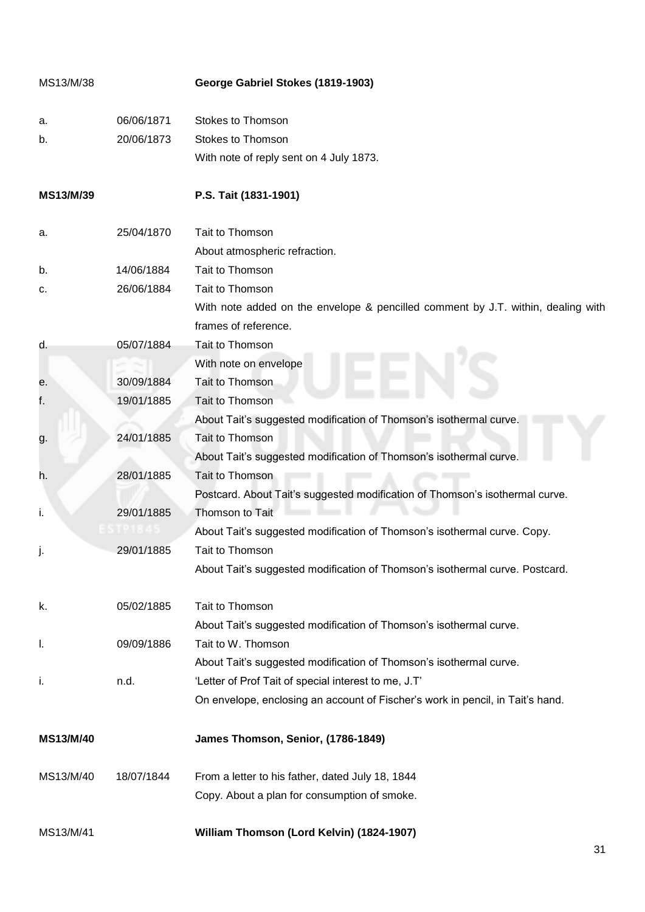| MS13/M/38 | | **George Gabriel Stokes (1819-1903)** |
|---|---|---|
| a. | 06/06/1871 | Stokes to Thomson |
| b. | 20/06/1873 | Stokes to Thomson<br>With note of reply sent on 4 July 1873. |
| **MS13/M/39** | | **P.S. Tait (1831-1901)** |
| a. | 25/04/1870 | Tait to Thomson<br>About atmospheric refraction. |
| b. | 14/06/1884 | Tait to Thomson |
| c. | 26/06/1884 | Tait to Thomson<br>With note added on the envelope & pencilled comment by J.T. within, dealing with frames of reference. |
| d. | 05/07/1884 | Tait to Thomson<br>With note on envelope |
| e. | 30/09/1884 | Tait to Thomson |
| f. | 19/01/1885 | Tait to Thomson<br>About Tait's suggested modification of Thomson's isothermal curve. |
| g. | 24/01/1885 | Tait to Thomson<br>About Tait's suggested modification of Thomson's isothermal curve. |
| h. | 28/01/1885 | Tait to Thomson<br>Postcard. About Tait's suggested modification of Thomson's isothermal curve. |
| i. | 29/01/1885 | Thomson to Tait<br>About Tait's suggested modification of Thomson's isothermal curve. Copy. |
| j. | 29/01/1885 | Tait to Thomson<br>About Tait's suggested modification of Thomson's isothermal curve. Postcard. |
| k. | 05/02/1885 | Tait to Thomson<br>About Tait's suggested modification of Thomson's isothermal curve. |
| l. | 09/09/1886 | Tait to W. Thomson<br>About Tait's suggested modification of Thomson's isothermal curve. |
| i. | n.d. | 'Letter of Prof Tait of special interest to me, J.T'<br>On envelope, enclosing an account of Fischer's work in pencil, in Tait's hand. |
| **MS13/M/40** | | **James Thomson, Senior, (1786-1849)** |
| MS13/M/40 | 18/07/1844 | From a letter to his father, dated July 18, 1844<br>Copy. About a plan for consumption of smoke. |
| MS13/M/41 | | **William Thomson (Lord Kelvin) (1824-1907)** |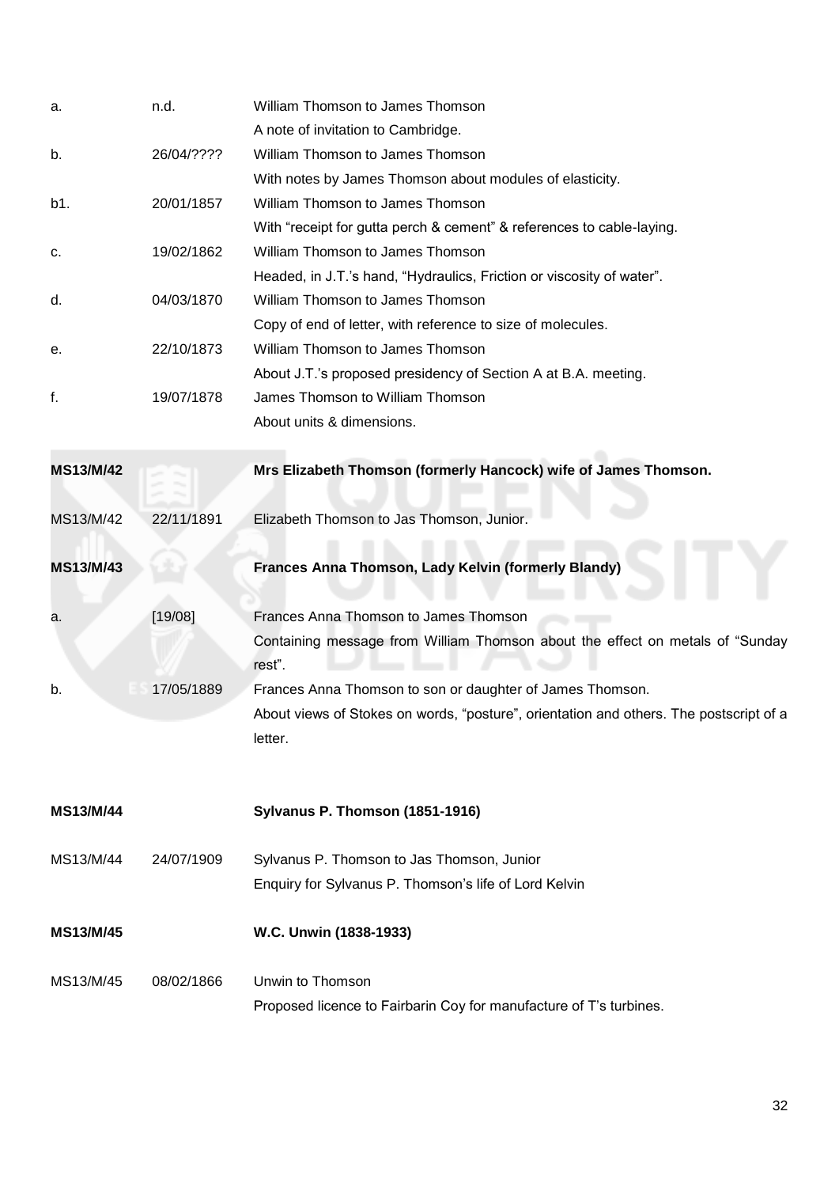| | | |
|---|---|---|
| a. | n.d. | William Thomson to James Thomson<br>A note of invitation to Cambridge. |
| b. | 26/04/???? | William Thomson to James Thomson<br>With notes by James Thomson about modules of elasticity. |
| b1. | 20/01/1857 | William Thomson to James Thomson<br>With "receipt for gutta perch & cement" & references to cable-laying. |
| c. | 19/02/1862 | William Thomson to James Thomson<br>Headed, in J.T.'s hand, "Hydraulics, Friction or viscosity of water". |
| d. | 04/03/1870 | William Thomson to James Thomson<br>Copy of end of letter, with reference to size of molecules. |
| e. | 22/10/1873 | William Thomson to James Thomson<br>About J.T.'s proposed presidency of Section A at B.A. meeting. |
| f. | 19/07/1878 | James Thomson to William Thomson<br>About units & dimensions. |

| | | |
|---|---|---|
| **MS13/M/42** | | **Mrs Elizabeth Thomson (formerly Hancock) wife of James Thomson.** |
| MS13/M/42 | 22/11/1891 | Elizabeth Thomson to Jas Thomson, Junior. |
| **MS13/M/43** | | **Frances Anna Thomson, Lady Kelvin (formerly Blandy)** |
| a. | [19/08] | Frances Anna Thomson to James Thomson<br>Containing message from William Thomson about the effect on metals of "Sunday rest". |
| b. | 17/05/1889 | Frances Anna Thomson to son or daughter of James Thomson.<br>About views of Stokes on words, "posture", orientation and others. The postscript of a letter. |
| **MS13/M/44** | | **Sylvanus P. Thomson (1851-1916)** |
| MS13/M/44 | 24/07/1909 | Sylvanus P. Thomson to Jas Thomson, Junior<br>Enquiry for Sylvanus P. Thomson's life of Lord Kelvin |
| **MS13/M/45** | | **W.C. Unwin (1838-1933)** |
| MS13/M/45 | 08/02/1866 | Unwin to Thomson<br>Proposed licence to Fairbarin Coy for manufacture of T's turbines. |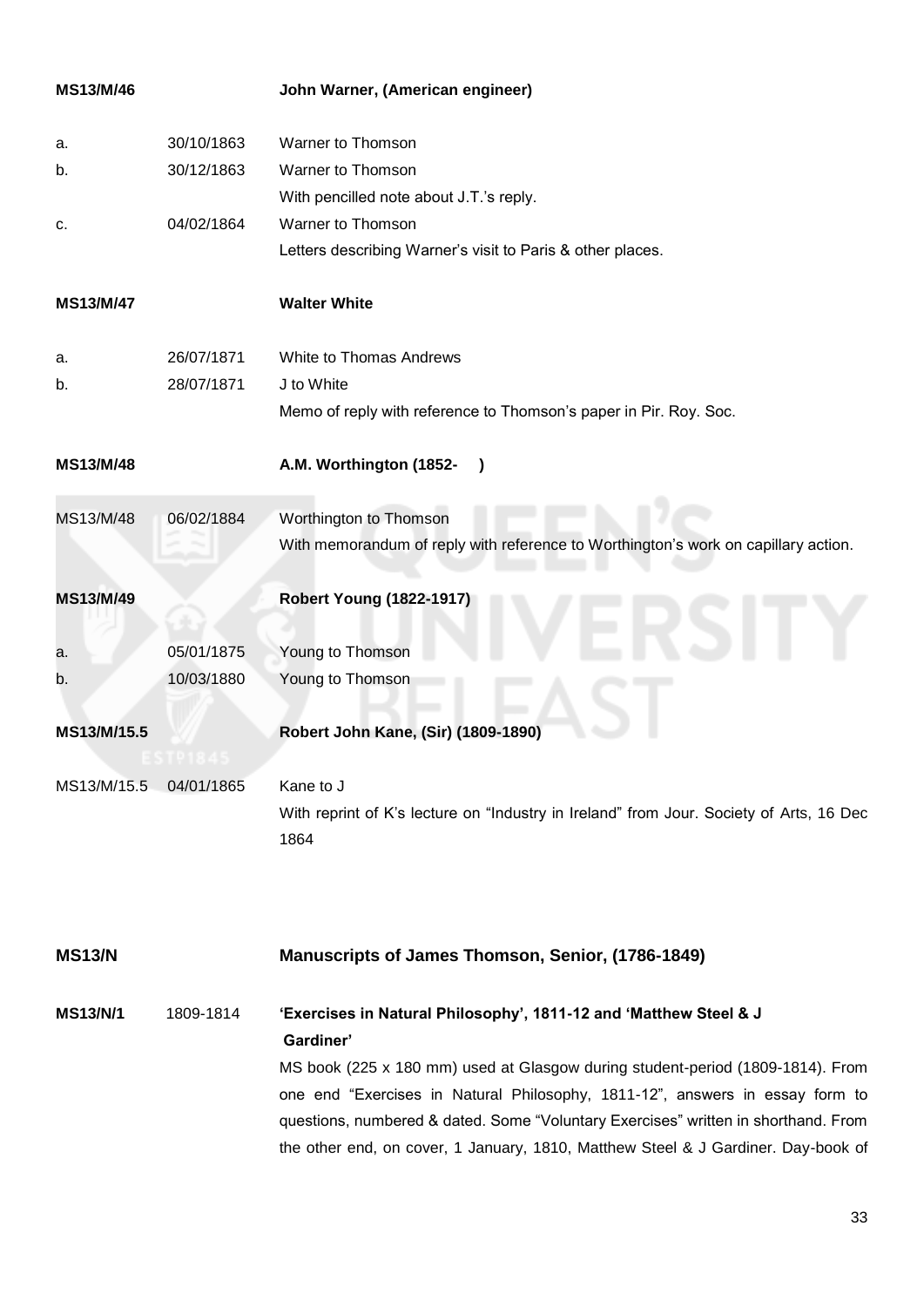**MS13/M/46** **John Warner, (American engineer)**

| | | |
|---|---|---|
| a. | 30/10/1863 | Warner to Thomson |
| b. | 30/12/1863 | Warner to Thomson<br>With pencilled note about J.T.'s reply. |
| c. | 04/02/1864 | Warner to Thomson<br>Letters describing Warner's visit to Paris & other places. |

**MS13/M/47** **Walter White**

| | | |
|---|---|---|
| a. | 26/07/1871 | White to Thomas Andrews |
| b. | 28/07/1871 | J to White<br>Memo of reply with reference to Thomson's paper in Pir. Roy. Soc. |

**MS13/M/48** **A.M. Worthington (1852- )**

| | | |
|---|---|---|
| MS13/M/48 | 06/02/1884 | Worthington to Thomson<br>With memorandum of reply with reference to Worthington's work on capillary action. |

**MS13/M/49** **Robert Young (1822-1917)**

| | | |
|---|---|---|
| a. | 05/01/1875 | Young to Thomson |
| b. | 10/03/1880 | Young to Thomson |

**MS13/M/15.5** **Robert John Kane, (Sir) (1809-1890)**

| | | |
|---|---|---|
| MS13/M/15.5 | 04/01/1865 | Kane to J<br>With reprint of K's lecture on "Industry in Ireland" from Jour. Society of Arts, 16 Dec 1864 |

## MS13/N Manuscripts of James Thomson, Senior, (1786-1849)

**MS13/N/1** 1809-1814 **'Exercises in Natural Philosophy', 1811-12 and 'Matthew Steel & J Gardiner'**

MS book (225 x 180 mm) used at Glasgow during student-period (1809-1814). From one end "Exercises in Natural Philosophy, 1811-12", answers in essay form to questions, numbered & dated. Some "Voluntary Exercises" written in shorthand. From the other end, on cover, 1 January, 1810, Matthew Steel & J Gardiner. Day-book of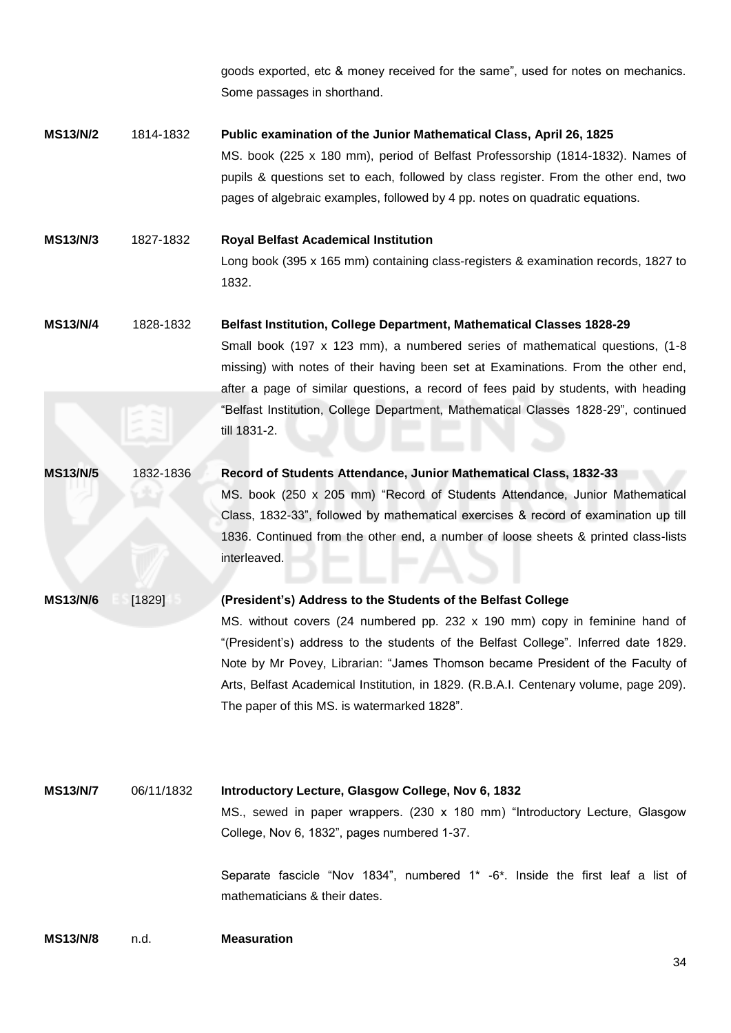goods exported, etc & money received for the same", used for notes on mechanics. Some passages in shorthand.

| | | |
|---|---|---|
| **MS13/N/2** | 1814-1832 | **Public examination of the Junior Mathematical Class, April 26, 1825**<br>MS. book (225 x 180 mm), period of Belfast Professorship (1814-1832). Names of pupils & questions set to each, followed by class register. From the other end, two pages of algebraic examples, followed by 4 pp. notes on quadratic equations. |
| **MS13/N/3** | 1827-1832 | **Royal Belfast Academical Institution**<br>Long book (395 x 165 mm) containing class-registers & examination records, 1827 to 1832. |
| **MS13/N/4** | 1828-1832 | **Belfast Institution, College Department, Mathematical Classes 1828-29**<br>Small book (197 x 123 mm), a numbered series of mathematical questions, (1-8 missing) with notes of their having been set at Examinations. From the other end, after a page of similar questions, a record of fees paid by students, with heading "Belfast Institution, College Department, Mathematical Classes 1828-29", continued till 1831-2. |
| **MS13/N/5** | 1832-1836 | **Record of Students Attendance, Junior Mathematical Class, 1832-33**<br>MS. book (250 x 205 mm) "Record of Students Attendance, Junior Mathematical Class, 1832-33", followed by mathematical exercises & record of examination up till 1836. Continued from the other end, a number of loose sheets & printed class-lists interleaved. |
| **MS13/N/6** | [1829] | **(President's) Address to the Students of the Belfast College**<br>MS. without covers (24 numbered pp. 232 x 190 mm) copy in feminine hand of "(President's) address to the students of the Belfast College". Inferred date 1829. Note by Mr Povey, Librarian: "James Thomson became President of the Faculty of Arts, Belfast Academical Institution, in 1829. (R.B.A.I. Centenary volume, page 209). The paper of this MS. is watermarked 1828". |
| **MS13/N/7** | 06/11/1832 | **Introductory Lecture, Glasgow College, Nov 6, 1832**<br>MS., sewed in paper wrappers. (230 x 180 mm) "Introductory Lecture, Glasgow College, Nov 6, 1832", pages numbered 1-37.<br><br>Separate fascicle "Nov 1834", numbered 1* -6*. Inside the first leaf a list of mathematicians & their dates. |
| **MS13/N/8** | n.d. | **Measuration** |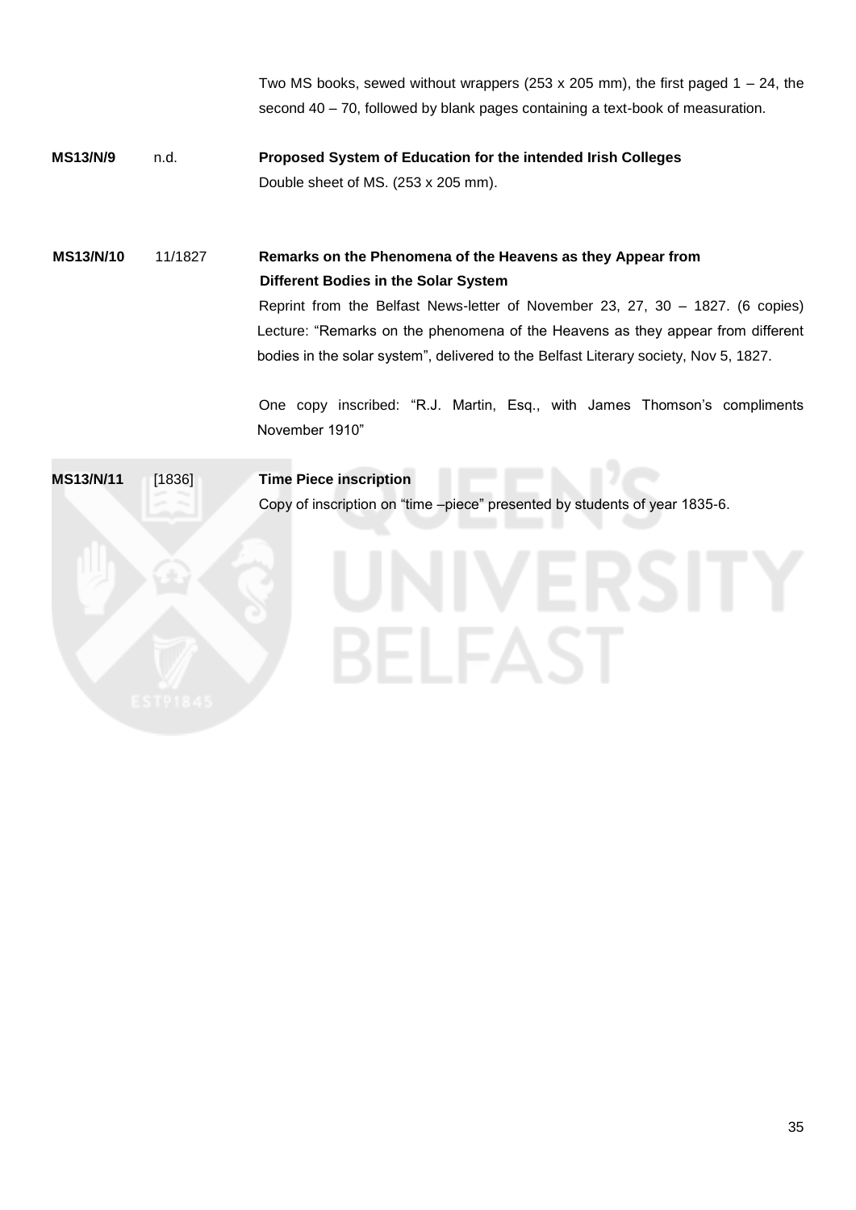Two MS books, sewed without wrappers (253 x 205 mm), the first paged 1 – 24, the second 40 – 70, followed by blank pages containing a text-book of measuration.

| | | |
|---|---|---|
| **MS13/N/9** | n.d. | **Proposed System of Education for the intended Irish Colleges**<br>Double sheet of MS. (253 x 205 mm). |
| **MS13/N/10** | 11/1827 | **Remarks on the Phenomena of the Heavens as they Appear from Different Bodies in the Solar System**<br>Reprint from the Belfast News-letter of November 23, 27, 30 – 1827. (6 copies) Lecture: "Remarks on the phenomena of the Heavens as they appear from different bodies in the solar system", delivered to the Belfast Literary society, Nov 5, 1827.<br><br>One copy inscribed: "R.J. Martin, Esq., with James Thomson's compliments November 1910" |
| **MS13/N/11** | [1836] | **Time Piece inscription**<br>Copy of inscription on "time –piece" presented by students of year 1835-6. |